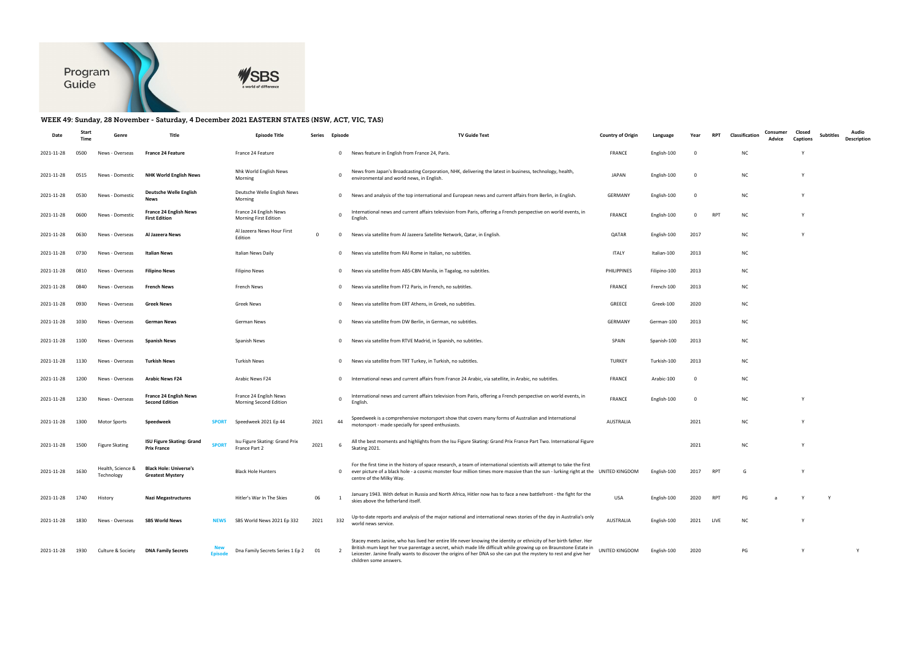Program Guide

SBS
a world of difference

## WEEK 49: Sunday, 28 November - Saturday, 4 December 2021 EASTERN STATES (NSW, ACT, VIC, TAS)

| Date | Start Time | Genre | Title | | Episode Title | Series | Episode | TV Guide Text | Country of Origin | Language | Year | RPT | Classification | Consumer Advice | Closed Captions | Subtitles | Audio Description |
|---|---|---|---|---|---|---|---|---|---|---|---|---|---|---|---|---|---|
| 2021-11-28 | 0500 | News - Overseas | **France 24 Feature** | | France 24 Feature | | 0 | News feature in English from France 24, Paris. | FRANCE | English-100 | 0 | | NC | | Y | | |
| 2021-11-28 | 0515 | News - Domestic | **NHK World English News** | | Nhk World English News Morning | | 0 | News from Japan's Broadcasting Corporation, NHK, delivering the latest in business, technology, health, environmental and world news, in English. | JAPAN | English-100 | 0 | | NC | | Y | | |
| 2021-11-28 | 0530 | News - Domestic | **Deutsche Welle English News** | | Deutsche Welle English News Morning | | 0 | News and analysis of the top international and European news and current affairs from Berlin, in English. | GERMANY | English-100 | 0 | | NC | | Y | | |
| 2021-11-28 | 0600 | News - Domestic | **France 24 English News First Edition** | | France 24 English News Morning First Edition | | 0 | International news and current affairs television from Paris, offering a French perspective on world events, in English. | FRANCE | English-100 | 0 | RPT | NC | | Y | | |
| 2021-11-28 | 0630 | News - Overseas | **Al Jazeera News** | | Al Jazeera News Hour First Edition | 0 | 0 | News via satellite from Al Jazeera Satellite Network, Qatar, in English. | QATAR | English-100 | 2017 | | NC | | Y | | |
| 2021-11-28 | 0730 | News - Overseas | **Italian News** | | Italian News Daily | | 0 | News via satellite from RAI Rome in Italian, no subtitles. | ITALY | Italian-100 | 2013 | | NC | | | | |
| 2021-11-28 | 0810 | News - Overseas | **Filipino News** | | Filipino News | | 0 | News via satellite from ABS-CBN Manila, in Tagalog, no subtitles. | PHILIPPINES | Filipino-100 | 2013 | | NC | | | | |
| 2021-11-28 | 0840 | News - Overseas | **French News** | | French News | | 0 | News via satellite from FT2 Paris, in French, no subtitles. | FRANCE | French-100 | 2013 | | NC | | | | |
| 2021-11-28 | 0930 | News - Overseas | **Greek News** | | Greek News | | 0 | News via satellite from ERT Athens, in Greek, no subtitles. | GREECE | Greek-100 | 2020 | | NC | | | | |
| 2021-11-28 | 1030 | News - Overseas | **German News** | | German News | | 0 | News via satellite from DW Berlin, in German, no subtitles. | GERMANY | German-100 | 2013 | | NC | | | | |
| 2021-11-28 | 1100 | News - Overseas | **Spanish News** | | Spanish News | | 0 | News via satellite from RTVE Madrid, in Spanish, no subtitles. | SPAIN | Spanish-100 | 2013 | | NC | | | | |
| 2021-11-28 | 1130 | News - Overseas | **Turkish News** | | Turkish News | | 0 | News via satellite from TRT Turkey, in Turkish, no subtitles. | TURKEY | Turkish-100 | 2013 | | NC | | | | |
| 2021-11-28 | 1200 | News - Overseas | **Arabic News F24** | | Arabic News F24 | | 0 | International news and current affairs from France 24 Arabic, via satellite, in Arabic, no subtitles. | FRANCE | Arabic-100 | 0 | | NC | | | | |
| 2021-11-28 | 1230 | News - Overseas | **France 24 English News Second Edition** | | France 24 English News Morning Second Edition | | 0 | International news and current affairs television from Paris, offering a French perspective on world events, in English. | FRANCE | English-100 | 0 | | NC | | Y | | |
| 2021-11-28 | 1300 | Motor Sports | **Speedweek** | SPORT | Speedweek 2021 Ep 44 | 2021 | 44 | Speedweek is a comprehensive motorsport show that covers many forms of Australian and International motorsport - made specially for speed enthusiasts. | AUSTRALIA | | 2021 | | NC | | Y | | |
| 2021-11-28 | 1500 | Figure Skating | **ISU Figure Skating: Grand Prix France** | SPORT | Isu Figure Skating: Grand Prix France Part 2 | 2021 | 6 | All the best moments and highlights from the Isu Figure Skating: Grand Prix France Part Two. International Figure Skating 2021. | | | 2021 | | NC | | Y | | |
| 2021-11-28 | 1630 | Health, Science & Technology | **Black Hole: Universe's Greatest Mystery** | | Black Hole Hunters | | 0 | For the first time in the history of space research, a team of international scientists will attempt to take the first ever picture of a black hole - a cosmic monster four million times more massive than the sun - lurking right at the centre of the Milky Way. | UNITED KINGDOM | English-100 | 2017 | RPT | G | | Y | | |
| 2021-11-28 | 1740 | History | **Nazi Megastructures** | | Hitler's War In The Skies | 06 | 1 | January 1943. With defeat in Russia and North Africa, Hitler now has to face a new battlefront - the fight for the skies above the fatherland itself. | USA | English-100 | 2020 | RPT | PG | a | Y | Y | |
| 2021-11-28 | 1830 | News - Overseas | **SBS World News** | NEWS | SBS World News 2021 Ep 332 | 2021 | 332 | Up-to-date reports and analysis of the major national and international news stories of the day in Australia's only world news service. | AUSTRALIA | English-100 | 2021 | LIVE | NC | | Y | | |
| 2021-11-28 | 1930 | Culture & Society | **DNA Family Secrets** | New Episode | Dna Family Secrets Series 1 Ep 2 | 01 | 2 | Stacey meets Janine, who has lived her entire life never knowing the identity or ethnicity of her birth father. Her British mum kept her true parentage a secret, which made life difficult while growing up on Braunstone Estate in Leicester. Janine finally wants to discover the origins of her DNA so she can put the mystery to rest and give her children some answers. | UNITED KINGDOM | English-100 | 2020 | | PG | | Y | | Y |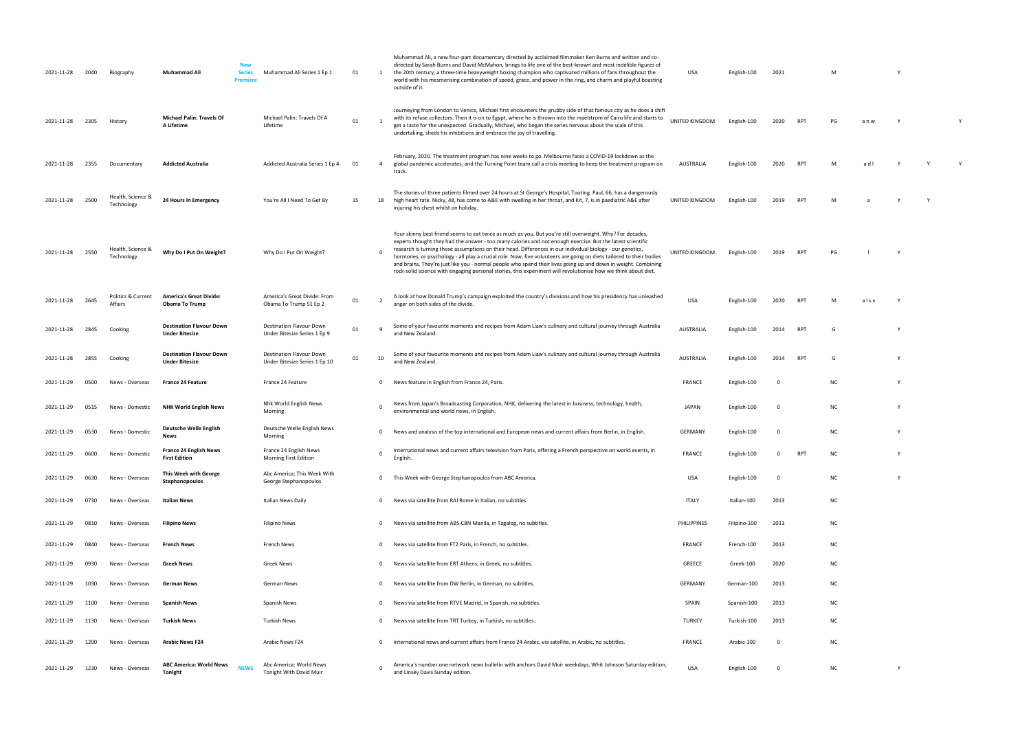| | | | | | | | | | | | | | | | | | |
|---|---|---|---|---|---|---|---|---|---|---|---|---|---|---|---|---|---|
| 2021-11-28 | 2040 | Biography | **Muhammad Ali** | **New Series Premiere** | Muhammad Ali Series 1 Ep 1 | 01 | 1 | Muhammad Ali, a new four-part documentary directed by acclaimed filmmaker Ken Burns and written and co-directed by Sarah Burns and David McMahon, brings to life one of the best-known and most indelible figures of the 20th century, a three-time heavyweight boxing champion who captivated millions of fans throughout the world with his mesmerising combination of speed, grace, and power in the ring, and charm and playful boasting outside of it. | USA | English-100 | 2021 | | M | | Y | | |
| 2021-11-28 | 2305 | History | **Michael Palin: Travels Of A Lifetime** | | Michael Palin: Travels Of A Lifetime | 01 | 1 | Journeying from London to Venice, Michael first encounters the grubby side of that famous city as he does a shift with its refuse collectors. Then it is on to Egypt, where he is thrown into the maelstrom of Cairo life and starts to get a taste for the unexpected. Gradually, Michael, who began the series nervous about the scale of this undertaking, sheds his inhibitions and embrace the joy of travelling. | UNITED KINGDOM | English-100 | 2020 | RPT | PG | a n w | Y | | Y |
| 2021-11-28 | 2355 | Documentary | **Addicted Australia** | | Addicted Australia Series 1 Ep 4 | 01 | 4 | February, 2020. The treatment program has nine weeks to go. Melbourne faces a COVID-19 lockdown as the global pandemic accelerates, and the Turning Point team call a crisis meeting to keep the treatment program on track. | AUSTRALIA | English-100 | 2020 | RPT | M | a d l | Y | Y | Y |
| 2021-11-28 | 2500 | Health, Science & Technology | **24 Hours In Emergency** | | You're All I Need To Get By | 15 | 18 | The stories of three patients filmed over 24 hours at St George's Hospital, Tooting. Paul, 66, has a dangerously high heart rate. Nicky, 48, has come to A&E with swelling in her throat, and Kit, 7, is in paediatric A&E after injuring his chest whilst on holiday. | UNITED KINGDOM | English-100 | 2019 | RPT | M | a | Y | Y | |
| 2021-11-28 | 2550 | Health, Science & Technology | **Why Do I Put On Weight?** | | Why Do I Put On Weight? | | 0 | Your skinny best friend seems to eat twice as much as you. But you're still overweight. Why? For decades, experts thought they had the answer - too many calories and not enough exercise. But the latest scientific research is turning those assumptions on their head. Differences in our individual biology - our genetics, hormones, or psychology - all play a crucial role. Now, five volunteers are going on diets tailored to their bodies and brains. They're just like you - normal people who spend their lives going up and down in weight. Combining rock-solid science with engaging personal stories, this experiment will revolutionise how we think about diet. | UNITED KINGDOM | English-100 | 2019 | RPT | PG | l | Y | | |
| 2021-11-28 | 2645 | Politics & Current Affairs | **America's Great Divide: Obama To Trump** | | America's Great Divide: From Obama To Trump S1 Ep 2 | 01 | 2 | A look at how Donald Trump's campaign exploited the country's divisions and how his presidency has unleashed anger on both sides of the divide. | USA | English-100 | 2020 | RPT | M | a l s v | Y | | |
| 2021-11-28 | 2845 | Cooking | **Destination Flavour Down Under Bitesize** | | Destination Flavour Down Under Bitesize Series 1 Ep 9 | 01 | 9 | Some of your favourite moments and recipes from Adam Liaw's culinary and cultural journey through Australia and New Zealand. | AUSTRALIA | English-100 | 2014 | RPT | G | | Y | | |
| 2021-11-28 | 2855 | Cooking | **Destination Flavour Down Under Bitesize** | | Destination Flavour Down Under Bitesize Series 1 Ep 10 | 01 | 10 | Some of your favourite moments and recipes from Adam Liaw's culinary and cultural journey through Australia and New Zealand. | AUSTRALIA | English-100 | 2014 | RPT | G | | Y | | |
| 2021-11-29 | 0500 | News - Overseas | **France 24 Feature** | | France 24 Feature | | 0 | News feature in English from France 24, Paris. | FRANCE | English-100 | 0 | | NC | | Y | | |
| 2021-11-29 | 0515 | News - Domestic | **NHK World English News** | | Nhk World English News Morning | | 0 | News from Japan's Broadcasting Corporation, NHK, delivering the latest in business, technology, health, environmental and world news, in English. | JAPAN | English-100 | 0 | | NC | | Y | | |
| 2021-11-29 | 0530 | News - Domestic | **Deutsche Welle English News** | | Deutsche Welle English News Morning | | 0 | News and analysis of the top international and European news and current affairs from Berlin, in English. | GERMANY | English-100 | 0 | | NC | | Y | | |
| 2021-11-29 | 0600 | News - Domestic | **France 24 English News First Edition** | | France 24 English News Morning First Edition | | 0 | International news and current affairs television from Paris, offering a French perspective on world events, in English. | FRANCE | English-100 | 0 | RPT | NC | | Y | | |
| 2021-11-29 | 0630 | News - Overseas | **This Week with George Stephanopoulos** | | Abc America: This Week With George Stephanopoulos | | 0 | This Week with George Stephanopoulos from ABC America. | USA | English-100 | 0 | | NC | | Y | | |
| 2021-11-29 | 0730 | News - Overseas | **Italian News** | | Italian News Daily | | 0 | News via satellite from RAI Rome in Italian, no subtitles. | ITALY | Italian-100 | 2013 | | NC | | | | |
| 2021-11-29 | 0810 | News - Overseas | **Filipino News** | | Filipino News | | 0 | News via satellite from ABS-CBN Manila, in Tagalog, no subtitles. | PHILIPPINES | Filipino-100 | 2013 | | NC | | | | |
| 2021-11-29 | 0840 | News - Overseas | **French News** | | French News | | 0 | News via satellite from FT2 Paris, in French, no subtitles. | FRANCE | French-100 | 2013 | | NC | | | | |
| 2021-11-29 | 0930 | News - Overseas | **Greek News** | | Greek News | | 0 | News via satellite from ERT Athens, in Greek, no subtitles. | GREECE | Greek-100 | 2020 | | NC | | | | |
| 2021-11-29 | 1030 | News - Overseas | **German News** | | German News | | 0 | News via satellite from DW Berlin, in German, no subtitles. | GERMANY | German-100 | 2013 | | NC | | | | |
| 2021-11-29 | 1100 | News - Overseas | **Spanish News** | | Spanish News | | 0 | News via satellite from RTVE Madrid, in Spanish, no subtitles. | SPAIN | Spanish-100 | 2013 | | NC | | | | |
| 2021-11-29 | 1130 | News - Overseas | **Turkish News** | | Turkish News | | 0 | News via satellite from TRT Turkey, in Turkish, no subtitles. | TURKEY | Turkish-100 | 2013 | | NC | | | | |
| 2021-11-29 | 1200 | News - Overseas | **Arabic News F24** | | Arabic News F24 | | 0 | International news and current affairs from France 24 Arabic, via satellite, in Arabic, no subtitles. | FRANCE | Arabic-100 | 0 | | NC | | | | |
| 2021-11-29 | 1230 | News - Overseas | **ABC America: World News Tonight** | **NEWS** | Abc America: World News Tonight With David Muir | | 0 | America's number one network news bulletin with anchors David Muir weekdays, Whit Johnson Saturday edition, and Linsey Davis Sunday edition. | USA | English-100 | 0 | | NC | | Y | | |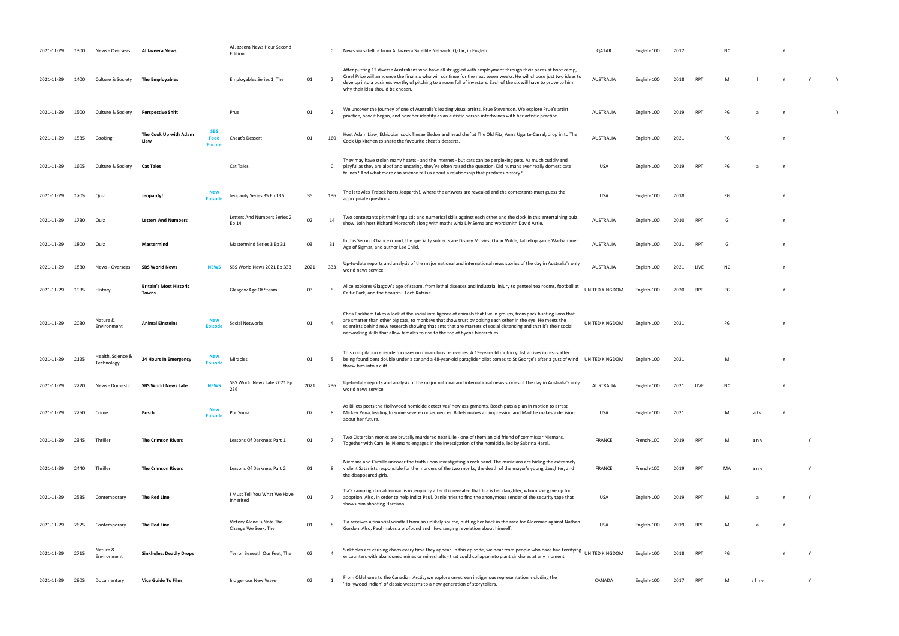| | | | | | | | | | | | | | | | | | |
|---|---|---|---|---|---|---|---|---|---|---|---|---|---|---|---|---|---|
| 2021-11-29 | 1300 | News - Overseas | **Al Jazeera News** | | Al Jazeera News Hour Second Edition | | 0 | News via satellite from Al Jazeera Satellite Network, Qatar, in English. | QATAR | English-100 | 2012 | | NC | | Y | | |
| 2021-11-29 | 1400 | Culture & Society | **The Employables** | | Employables Series 1, The | 01 | 2 | After putting 12 diverse Australians who have all struggled with employment through their paces at boot camp, Creel Price will announce the final six who will continue for the next seven weeks. He will choose just two ideas to develop into a business worthy of pitching to a room full of investors. Each of the six will have to prove to him why their idea should be chosen. | AUSTRALIA | English-100 | 2018 | RPT | M | l | Y | Y | Y |
| 2021-11-29 | 1500 | Culture & Society | **Perspective Shift** | | Prue | 01 | 2 | We uncover the journey of one of Australia's leading visual artists, Prue Stevenson. We explore Prue's artist practice, how it began, and how her identity as an autistic person intertwines with her artistic practice. | AUSTRALIA | English-100 | 2019 | RPT | PG | a | Y | | Y |
| 2021-11-29 | 1535 | Cooking | **The Cook Up with Adam Liaw** | **SBS Food Encore** | Cheat's Dessert | 01 | 160 | Host Adam Liaw, Ethiopian cook Tinsae Elsdon and head chef at The Old Fitz, Anna Ugarte-Carral, drop in to The Cook Up kitchen to share the favourite cheat's desserts. | AUSTRALIA | English-100 | 2021 | | PG | | Y | | |
| 2021-11-29 | 1605 | Culture & Society | **Cat Tales** | | Cat Tales | | 0 | They may have stolen many hearts - and the internet - but cats can be perplexing pets. As much cuddly and playful as they are aloof and uncaring, they've often raised the question: Did humans ever really domesticate felines? And what more can science tell us about a relationship that predates history? | USA | English-100 | 2019 | RPT | PG | a | Y | | |
| 2021-11-29 | 1705 | Quiz | **Jeopardy!** | **New Episode** | Jeopardy Series 35 Ep 136 | 35 | 136 | The late Alex Trebek hosts Jeopardy!, where the answers are revealed and the contestants must guess the appropriate questions. | USA | English-100 | 2018 | | PG | | Y | | |
| 2021-11-29 | 1730 | Quiz | **Letters And Numbers** | | Letters And Numbers Series 2 Ep 14 | 02 | 14 | Two contestants pit their linguistic and numerical skills against each other and the clock in this entertaining quiz show. Join host Richard Morecroft along with maths whiz Lily Serna and wordsmith David Astle. | AUSTRALIA | English-100 | 2010 | RPT | G | | Y | | |
| 2021-11-29 | 1800 | Quiz | **Mastermind** | | Mastermind Series 3 Ep 31 | 03 | 31 | In this Second Chance round, the specialty subjects are Disney Movies, Oscar Wilde, tabletop game Warhammer: Age of Sigmar, and author Lee Child. | AUSTRALIA | English-100 | 2021 | RPT | G | | Y | | |
| 2021-11-29 | 1830 | News - Overseas | **SBS World News** | **NEWS** | SBS World News 2021 Ep 333 | 2021 | 333 | Up-to-date reports and analysis of the major national and international news stories of the day in Australia's only world news service. | AUSTRALIA | English-100 | 2021 | LIVE | NC | | Y | | |
| 2021-11-29 | 1935 | History | **Britain's Most Historic Towns** | | Glasgow Age Of Steam | 03 | 5 | Alice explores Glasgow's age of steam, from lethal diseases and industrial injury to genteel tea rooms, football at Celtic Park, and the beautiful Loch Katrine. | UNITED KINGDOM | English-100 | 2020 | RPT | PG | | Y | | |
| 2021-11-29 | 2030 | Nature & Environment | **Animal Einsteins** | **New Episode** | Social Networks | 01 | 4 | Chris Packham takes a look at the social intelligence of animals that live in groups, from pack hunting lions that are smarter than other big cats, to monkeys that show trust by poking each other in the eye. He meets the scientists behind new research showing that ants that are masters of social distancing and that it's their social networking skills that allow females to rise to the top of hyena hierarchies. | UNITED KINGDOM | English-100 | 2021 | | PG | | Y | | |
| 2021-11-29 | 2125 | Health, Science & Technology | **24 Hours In Emergency** | **New Episode** | Miracles | 01 | 5 | This compilation episode focusses on miraculous recoveries. A 19-year-old motorcyclist arrives in resus after being found bent double under a car and a 48-year-old paraglider pilot comes to St George's after a gust of wind threw him into a cliff. | UNITED KINGDOM | English-100 | 2021 | | M | | Y | | |
| 2021-11-29 | 2220 | News - Domestic | **SBS World News Late** | **NEWS** | SBS World News Late 2021 Ep 236 | 2021 | 236 | Up-to-date reports and analysis of the major national and international news stories of the day in Australia's only world news service. | AUSTRALIA | English-100 | 2021 | LIVE | NC | | Y | | |
| 2021-11-29 | 2250 | Crime | **Bosch** | **New Episode** | Por Sonia | 07 | 8 | As Billets posts the Hollywood homicide detectives' new assignments, Bosch puts a plan in motion to arrest Mickey Pena, leading to some severe consequences. Billets makes an impression and Maddie makes a decision about her future. | USA | English-100 | 2021 | | M | a l v | Y | | |
| 2021-11-29 | 2345 | Thriller | **The Crimson Rivers** | | Lessons Of Darkness Part 1 | 01 | 7 | Two Cistercian monks are brutally murdered near Lille - one of them an old friend of commissar Niemans. Together with Camille, Niemans engages in the investigation of the homicide, led by Sabrina Harel. | FRANCE | French-100 | 2019 | RPT | M | a n v | | Y | |
| 2021-11-29 | 2440 | Thriller | **The Crimson Rivers** | | Lessons Of Darkness Part 2 | 01 | 8 | Niemans and Camille uncover the truth upon investigating a rock band. The musicians are hiding the extremely violent Satanists responsible for the murders of the two monks, the death of the mayor's young daughter, and the disappeared girls. | FRANCE | French-100 | 2019 | RPT | MA | a n v | | Y | |
| 2021-11-29 | 2535 | Contemporary | **The Red Line** | | I Must Tell You What We Have Inherited | 01 | 7 | Tia's campaign for alderman is in jeopardy after it is revealed that Jira is her daughter, whom she gave up for adoption. Also, in order to help indict Paul, Daniel tries to find the anonymous sender of the security tape that shows him shooting Harrison. | USA | English-100 | 2019 | RPT | M | a | Y | Y | |
| 2021-11-29 | 2625 | Contemporary | **The Red Line** | | Victory Alone Is Note The Change We Seek, The | 01 | 8 | Tia receives a financial windfall from an unlikely source, putting her back in the race for Alderman against Nathan Gordon. Also, Paul makes a profound and life-changing revelation about himself. | USA | English-100 | 2019 | RPT | M | a | Y | | |
| 2021-11-29 | 2715 | Nature & Environment | **Sinkholes: Deadly Drops** | | Terror Beneath Our Feet, The | 02 | 4 | Sinkholes are causing chaos every time they appear. In this episode, we hear from people who have had terrifying encounters with abandoned mines or mineshafts - that could collapse into giant sinkholes at any moment. | UNITED KINGDOM | English-100 | 2018 | RPT | PG | | Y | Y | |
| 2021-11-29 | 2805 | Documentary | **Vice Guide To Film** | | Indigenous New Wave | 02 | 1 | From Oklahoma to the Canadian Arctic, we explore on-screen indigenous representation including the 'Hollywood Indian' of classic westerns to a new generation of storytellers. | CANADA | English-100 | 2017 | RPT | M | a l n v | | Y | |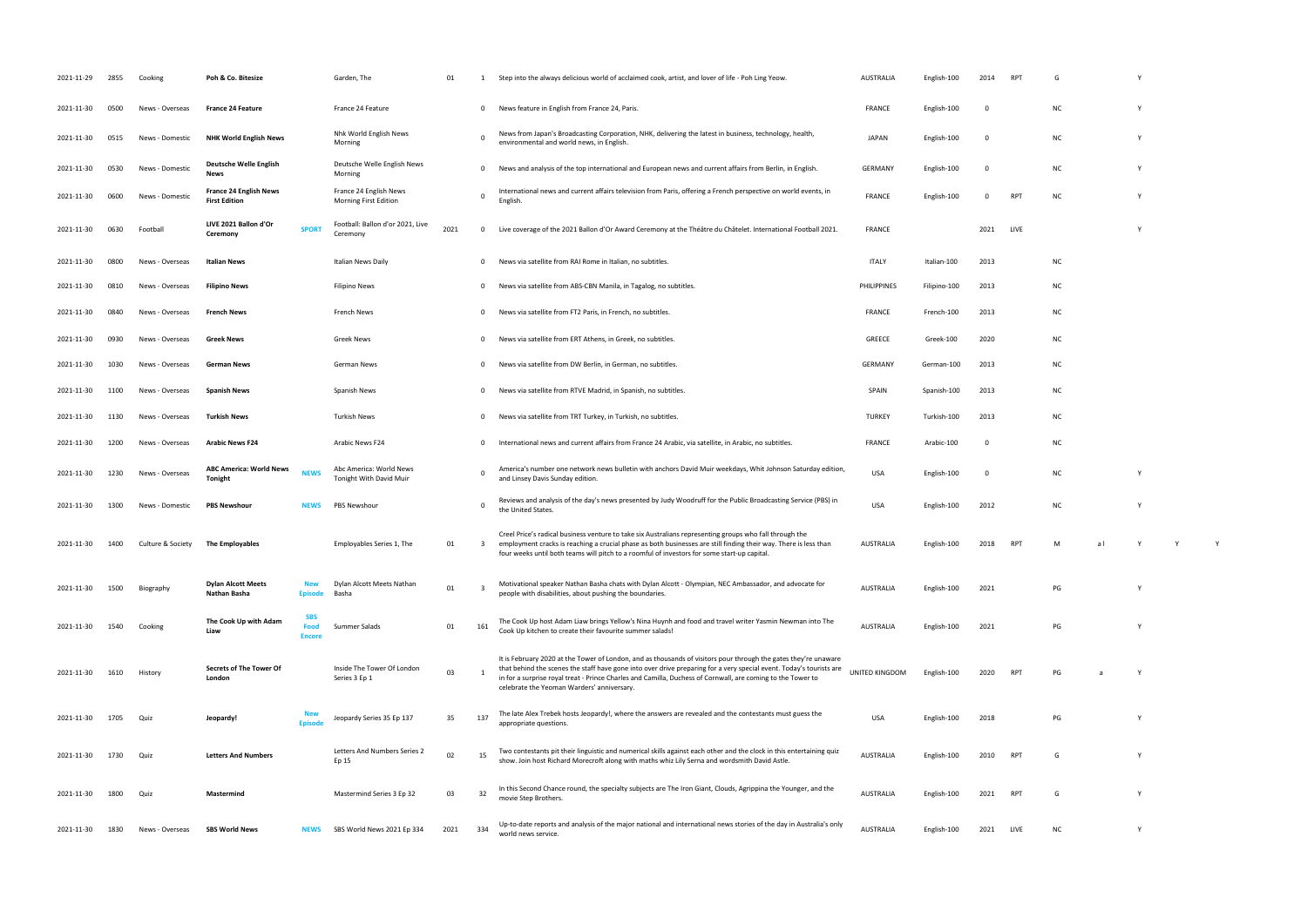| | | | | | | | | | | | | | | | | | |
|---|---|---|---|---|---|---|---|---|---|---|---|---|---|---|---|---|---|
| 2021-11-29 | 2855 | Cooking | **Poh & Co. Bitesize** | | Garden, The | 01 | 1 | Step into the always delicious world of acclaimed cook, artist, and lover of life - Poh Ling Yeow. | AUSTRALIA | English-100 | 2014 | RPT | G | | Y | | |
| 2021-11-30 | 0500 | News - Overseas | **France 24 Feature** | | France 24 Feature | | 0 | News feature in English from France 24, Paris. | FRANCE | English-100 | 0 | | NC | | Y | | |
| 2021-11-30 | 0515 | News - Domestic | **NHK World English News** | | Nhk World English News Morning | | 0 | News from Japan's Broadcasting Corporation, NHK, delivering the latest in business, technology, health, environmental and world news, in English. | JAPAN | English-100 | 0 | | NC | | Y | | |
| 2021-11-30 | 0530 | News - Domestic | **Deutsche Welle English News** | | Deutsche Welle English News Morning | | 0 | News and analysis of the top international and European news and current affairs from Berlin, in English. | GERMANY | English-100 | 0 | | NC | | Y | | |
| 2021-11-30 | 0600 | News - Domestic | **France 24 English News First Edition** | | France 24 English News Morning First Edition | | 0 | International news and current affairs television from Paris, offering a French perspective on world events, in English. | FRANCE | English-100 | 0 | RPT | NC | | Y | | |
| 2021-11-30 | 0630 | Football | **LIVE 2021 Ballon d'Or Ceremony** | SPORT | Football: Ballon d'or 2021, Live Ceremony | 2021 | 0 | Live coverage of the 2021 Ballon d'Or Award Ceremony at the Théâtre du Châtelet. International Football 2021. | FRANCE | | 2021 | LIVE | | | Y | | |
| 2021-11-30 | 0800 | News - Overseas | **Italian News** | | Italian News Daily | | 0 | News via satellite from RAI Rome in Italian, no subtitles. | ITALY | Italian-100 | 2013 | | NC | | | | |
| 2021-11-30 | 0810 | News - Overseas | **Filipino News** | | Filipino News | | 0 | News via satellite from ABS-CBN Manila, in Tagalog, no subtitles. | PHILIPPINES | Filipino-100 | 2013 | | NC | | | | |
| 2021-11-30 | 0840 | News - Overseas | **French News** | | French News | | 0 | News via satellite from FT2 Paris, in French, no subtitles. | FRANCE | French-100 | 2013 | | NC | | | | |
| 2021-11-30 | 0930 | News - Overseas | **Greek News** | | Greek News | | 0 | News via satellite from ERT Athens, in Greek, no subtitles. | GREECE | Greek-100 | 2020 | | NC | | | | |
| 2021-11-30 | 1030 | News - Overseas | **German News** | | German News | | 0 | News via satellite from DW Berlin, in German, no subtitles. | GERMANY | German-100 | 2013 | | NC | | | | |
| 2021-11-30 | 1100 | News - Overseas | **Spanish News** | | Spanish News | | 0 | News via satellite from RTVE Madrid, in Spanish, no subtitles. | SPAIN | Spanish-100 | 2013 | | NC | | | | |
| 2021-11-30 | 1130 | News - Overseas | **Turkish News** | | Turkish News | | 0 | News via satellite from TRT Turkey, in Turkish, no subtitles. | TURKEY | Turkish-100 | 2013 | | NC | | | | |
| 2021-11-30 | 1200 | News - Overseas | **Arabic News F24** | | Arabic News F24 | | 0 | International news and current affairs from France 24 Arabic, via satellite, in Arabic, no subtitles. | FRANCE | Arabic-100 | 0 | | NC | | | | |
| 2021-11-30 | 1230 | News - Overseas | **ABC America: World News Tonight** | NEWS | Abc America: World News Tonight With David Muir | | 0 | America's number one network news bulletin with anchors David Muir weekdays, Whit Johnson Saturday edition, and Linsey Davis Sunday edition. | USA | English-100 | 0 | | NC | | Y | | |
| 2021-11-30 | 1300 | News - Domestic | **PBS Newshour** | NEWS | PBS Newshour | | 0 | Reviews and analysis of the day's news presented by Judy Woodruff for the Public Broadcasting Service (PBS) in the United States. | USA | English-100 | 2012 | | NC | | Y | | |
| 2021-11-30 | 1400 | Culture & Society | **The Employables** | | Employables Series 1, The | 01 | 3 | Creel Price's radical business venture to take six Australians representing groups who fall through the employment cracks is reaching a crucial phase as both businesses are still finding their way. There is less than four weeks until both teams will pitch to a roomful of investors for some start-up capital. | AUSTRALIA | English-100 | 2018 | RPT | M | a l | Y | Y | Y |
| 2021-11-30 | 1500 | Biography | **Dylan Alcott Meets Nathan Basha** | New Episode | Dylan Alcott Meets Nathan Basha | 01 | 3 | Motivational speaker Nathan Basha chats with Dylan Alcott - Olympian, NEC Ambassador, and advocate for people with disabilities, about pushing the boundaries. | AUSTRALIA | English-100 | 2021 | | PG | | Y | | |
| 2021-11-30 | 1540 | Cooking | **The Cook Up with Adam Liaw** | SBS Food Encore | Summer Salads | 01 | 161 | The Cook Up host Adam Liaw brings Yellow's Nina Huynh and food and travel writer Yasmin Newman into The Cook Up kitchen to create their favourite summer salads! | AUSTRALIA | English-100 | 2021 | | PG | | Y | | |
| 2021-11-30 | 1610 | History | **Secrets of The Tower Of London** | | Inside The Tower Of London Series 3 Ep 1 | 03 | 1 | It is February 2020 at the Tower of London, and as thousands of visitors pour through the gates they're unaware that behind the scenes the staff have gone into over drive preparing for a very special event. Today's tourists are in for a surprise royal treat - Prince Charles and Camilla, Duchess of Cornwall, are coming to the Tower to celebrate the Yeoman Warders' anniversary. | UNITED KINGDOM | English-100 | 2020 | RPT | PG | a | Y | | |
| 2021-11-30 | 1705 | Quiz | **Jeopardy!** | New Episode | Jeopardy Series 35 Ep 137 | 35 | 137 | The late Alex Trebek hosts Jeopardy!, where the answers are revealed and the contestants must guess the appropriate questions. | USA | English-100 | 2018 | | PG | | Y | | |
| 2021-11-30 | 1730 | Quiz | **Letters And Numbers** | | Letters And Numbers Series 2 Ep 15 | 02 | 15 | Two contestants pit their linguistic and numerical skills against each other and the clock in this entertaining quiz show. Join host Richard Morecroft along with maths whiz Lily Serna and wordsmith David Astle. | AUSTRALIA | English-100 | 2010 | RPT | G | | Y | | |
| 2021-11-30 | 1800 | Quiz | **Mastermind** | | Mastermind Series 3 Ep 32 | 03 | 32 | In this Second Chance round, the specialty subjects are The Iron Giant, Clouds, Agrippina the Younger, and the movie Step Brothers. | AUSTRALIA | English-100 | 2021 | RPT | G | | Y | | |
| 2021-11-30 | 1830 | News - Overseas | **SBS World News** | NEWS | SBS World News 2021 Ep 334 | 2021 | 334 | Up-to-date reports and analysis of the major national and international news stories of the day in Australia's only world news service. | AUSTRALIA | English-100 | 2021 | LIVE | NC | | Y | | |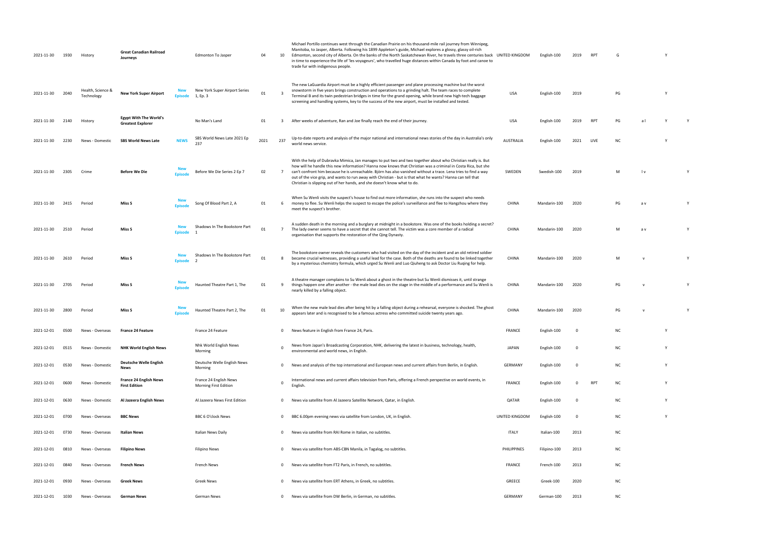| 2021-11-30 | 1930 | History | **Great Canadian Railroad Journeys** | | Edmonton To Jasper | 04 | 10 | Michael Portillo continues west through the Canadian Prairie on his thousand-mile rail journey from Winnipeg, Manitoba, to Jasper, Alberta. Following his 1899 Appleton's guide, Michael explores a glossy, glassy oil-rich Edmonton, second city of Alberta. On the banks of the North Saskatchewan River, he travels three centuries back in time to experience the life of 'les voyageurs', who travelled huge distances within Canada by foot and canoe to trade fur with indigenous people. | UNITED KINGDOM | English-100 | 2019 | RPT | G | | Y | |
|---|---|---|---|---|---|---|---|---|---|---|---|---|---|---|---|---|
| 2021-11-30 | 2040 | Health, Science & Technology | **New York Super Airport** | **New Episode** | New York Super Airport Series 1, Ep. 3 | 01 | 3 | The new LaGuardia Airport must be a highly efficient passenger and plane processing machine but the worst snowstorm in five years brings construction and operations to a grinding halt. The team races to complete Terminal B and its twin pedestrian bridges in time for the grand opening, while brand new high-tech baggage screening and handling systems, key to the success of the new airport, must be installed and tested. | USA | English-100 | 2019 | | PG | | Y | |
| 2021-11-30 | 2140 | History | **Egypt With The World's Greatest Explorer** | | No Man's Land | 01 | 3 | After weeks of adventure, Ran and Joe finally reach the end of their journey. | USA | English-100 | 2019 | RPT | PG | a l | Y | Y |
| 2021-11-30 | 2230 | News - Domestic | **SBS World News Late** | **NEWS** | SBS World News Late 2021 Ep 237 | 2021 | 237 | Up-to-date reports and analysis of the major national and international news stories of the day in Australia's only world news service. | AUSTRALIA | English-100 | 2021 | LIVE | NC | | Y | |
| 2021-11-30 | 2305 | Crime | **Before We Die** | **New Episode** | Before We Die Series 2 Ep 7 | 02 | 7 | With the help of Dubravka Mimica, Jan manages to put two and two together about who Christian really is. But how will he handle this new information? Hanna now knows that Christian was a criminal in Costa Rica, but she can't confront him because he is unreachable. Björn has also vanished without a trace. Lena tries to find a way out of the vice grip, and wants to run away with Christian - but is that what he wants? Hanna can tell that Christian is slipping out of her hands, and she doesn't know what to do. | SWEDEN | Swedish-100 | 2019 | | M | l v | | Y |
| 2021-11-30 | 2415 | Period | **Miss S** | **New Episode** | Song Of Blood Part 2, A | 01 | 6 | When Su Wenli visits the suspect's house to find out more information, she runs into the suspect who needs money to flee. Su Wenli helps the suspect to escape the police's surveillance and flee to Hangzhou where they meet the suspect's brother. | CHINA | Mandarin-100 | 2020 | | PG | a v | | Y |
| 2021-11-30 | 2510 | Period | **Miss S** | **New Episode** | Shadows In The Bookstore Part 1 | 01 | 7 | A sudden death in the morning and a burglary at midnight in a bookstore. Was one of the books holding a secret? The lady owner seems to have a secret that she cannot tell. The victim was a core member of a radical organisation that supports the restoration of the Qing Dynasty. | CHINA | Mandarin-100 | 2020 | | M | a v | | Y |
| 2021-11-30 | 2610 | Period | **Miss S** | **New Episode** | Shadows In The Bookstore Part 2 | 01 | 8 | The bookstore owner reveals the customers who had visited on the day of the incident and an old retired soldier became crucial witnesses, providing a useful lead for the case. Both of the deaths are found to be linked together by a mysterious chemistry formula, which urged Su Wenli and Luo Qiuheng to ask Doctor Liu Ruqing for help. | CHINA | Mandarin-100 | 2020 | | M | v | | Y |
| 2021-11-30 | 2705 | Period | **Miss S** | **New Episode** | Haunted Theatre Part 1, The | 01 | 9 | A theatre manager complains to Su Wenli about a ghost in the theatre but Su Wenli dismisses it, until strange things happen one after another - the male lead dies on the stage in the middle of a performance and Su Wenli is nearly killed by a falling object. | CHINA | Mandarin-100 | 2020 | | PG | v | | Y |
| 2021-11-30 | 2800 | Period | **Miss S** | **New Episode** | Haunted Theatre Part 2, The | 01 | 10 | When the new male lead dies after being hit by a falling object during a rehearsal, everyone is shocked. The ghost appears later and is recognised to be a famous actress who committed suicide twenty years ago. | CHINA | Mandarin-100 | 2020 | | PG | v | | Y |
| 2021-12-01 | 0500 | News - Overseas | **France 24 Feature** | | France 24 Feature | | 0 | News feature in English from France 24, Paris. | FRANCE | English-100 | 0 | | NC | | Y | |
| 2021-12-01 | 0515 | News - Domestic | **NHK World English News** | | Nhk World English News Morning | | 0 | News from Japan's Broadcasting Corporation, NHK, delivering the latest in business, technology, health, environmental and world news, in English. | JAPAN | English-100 | 0 | | NC | | Y | |
| 2021-12-01 | 0530 | News - Domestic | **Deutsche Welle English News** | | Deutsche Welle English News Morning | | 0 | News and analysis of the top international and European news and current affairs from Berlin, in English. | GERMANY | English-100 | 0 | | NC | | Y | |
| 2021-12-01 | 0600 | News - Domestic | **France 24 English News First Edition** | | France 24 English News Morning First Edition | | 0 | International news and current affairs television from Paris, offering a French perspective on world events, in English. | FRANCE | English-100 | 0 | RPT | NC | | Y | |
| 2021-12-01 | 0630 | News - Domestic | **Al Jazeera English News** | | Al Jazeera News First Edition | | 0 | News via satellite from Al Jazeera Satellite Network, Qatar, in English. | QATAR | English-100 | 0 | | NC | | Y | |
| 2021-12-01 | 0700 | News - Overseas | **BBC News** | | BBC 6 O'clock News | | 0 | BBC 6.00pm evening news via satellite from London, UK, in English. | UNITED KINGDOM | English-100 | 0 | | NC | | Y | |
| 2021-12-01 | 0730 | News - Overseas | **Italian News** | | Italian News Daily | | 0 | News via satellite from RAI Rome in Italian, no subtitles. | ITALY | Italian-100 | 2013 | | NC | | | |
| 2021-12-01 | 0810 | News - Overseas | **Filipino News** | | Filipino News | | 0 | News via satellite from ABS-CBN Manila, in Tagalog, no subtitles. | PHILIPPINES | Filipino-100 | 2013 | | NC | | | |
| 2021-12-01 | 0840 | News - Overseas | **French News** | | French News | | 0 | News via satellite from FT2 Paris, in French, no subtitles. | FRANCE | French-100 | 2013 | | NC | | | |
| 2021-12-01 | 0930 | News - Overseas | **Greek News** | | Greek News | | 0 | News via satellite from ERT Athens, in Greek, no subtitles. | GREECE | Greek-100 | 2020 | | NC | | | |
| 2021-12-01 | 1030 | News - Overseas | **German News** | | German News | | 0 | News via satellite from DW Berlin, in German, no subtitles. | GERMANY | German-100 | 2013 | | NC | | | |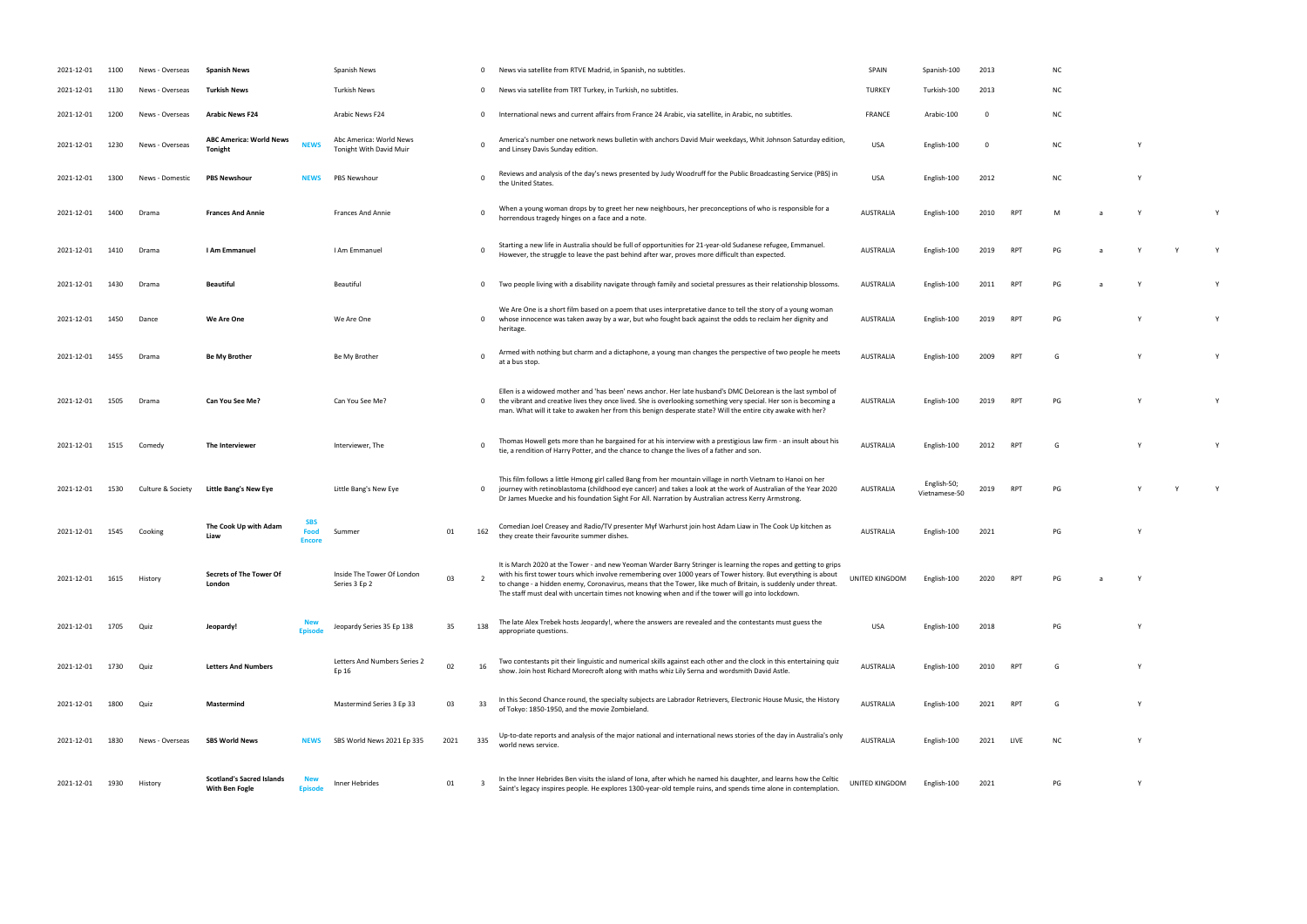| 2021-12-01 | 1100 | News - Overseas | **Spanish News** | | Spanish News | | 0 | News via satellite from RTVE Madrid, in Spanish, no subtitles. | SPAIN | Spanish-100 | 2013 | | NC | | | | |
|---|---|---|---|---|---|---|---|---|---|---|---|---|---|---|---|---|---|
| 2021-12-01 | 1130 | News - Overseas | **Turkish News** | | Turkish News | | 0 | News via satellite from TRT Turkey, in Turkish, no subtitles. | TURKEY | Turkish-100 | 2013 | | NC | | | | |
| 2021-12-01 | 1200 | News - Overseas | **Arabic News F24** | | Arabic News F24 | | 0 | International news and current affairs from France 24 Arabic, via satellite, in Arabic, no subtitles. | FRANCE | Arabic-100 | 0 | | NC | | | | |
| 2021-12-01 | 1230 | News - Overseas | **ABC America: World News Tonight** | **NEWS** | Abc America: World News Tonight With David Muir | | 0 | America's number one network news bulletin with anchors David Muir weekdays, Whit Johnson Saturday edition, and Linsey Davis Sunday edition. | USA | English-100 | 0 | | NC | | Y | | |
| 2021-12-01 | 1300 | News - Domestic | **PBS Newshour** | **NEWS** | PBS Newshour | | 0 | Reviews and analysis of the day's news presented by Judy Woodruff for the Public Broadcasting Service (PBS) in the United States. | USA | English-100 | 2012 | | NC | | Y | | |
| 2021-12-01 | 1400 | Drama | **Frances And Annie** | | Frances And Annie | | 0 | When a young woman drops by to greet her new neighbours, her preconceptions of who is responsible for a horrendous tragedy hinges on a face and a note. | AUSTRALIA | English-100 | 2010 | RPT | M | a | Y | | Y |
| 2021-12-01 | 1410 | Drama | **I Am Emmanuel** | | I Am Emmanuel | | 0 | Starting a new life in Australia should be full of opportunities for 21-year-old Sudanese refugee, Emmanuel. However, the struggle to leave the past behind after war, proves more difficult than expected. | AUSTRALIA | English-100 | 2019 | RPT | PG | a | Y | Y | Y |
| 2021-12-01 | 1430 | Drama | **Beautiful** | | Beautiful | | 0 | Two people living with a disability navigate through family and societal pressures as their relationship blossoms. | AUSTRALIA | English-100 | 2011 | RPT | PG | a | Y | | Y |
| 2021-12-01 | 1450 | Dance | **We Are One** | | We Are One | | 0 | We Are One is a short film based on a poem that uses interpretative dance to tell the story of a young woman whose innocence was taken away by a war, but who fought back against the odds to reclaim her dignity and heritage. | AUSTRALIA | English-100 | 2019 | RPT | PG | | Y | | Y |
| 2021-12-01 | 1455 | Drama | **Be My Brother** | | Be My Brother | | 0 | Armed with nothing but charm and a dictaphone, a young man changes the perspective of two people he meets at a bus stop. | AUSTRALIA | English-100 | 2009 | RPT | G | | Y | | Y |
| 2021-12-01 | 1505 | Drama | **Can You See Me?** | | Can You See Me? | | 0 | Ellen is a widowed mother and 'has been' news anchor. Her late husband's DMC DeLorean is the last symbol of the vibrant and creative lives they once lived. She is overlooking something very special. Her son is becoming a man. What will it take to awaken her from this benign desperate state? Will the entire city awake with her? | AUSTRALIA | English-100 | 2019 | RPT | PG | | Y | | Y |
| 2021-12-01 | 1515 | Comedy | **The Interviewer** | | Interviewer, The | | 0 | Thomas Howell gets more than he bargained for at his interview with a prestigious law firm - an insult about his tie, a rendition of Harry Potter, and the chance to change the lives of a father and son. | AUSTRALIA | English-100 | 2012 | RPT | G | | Y | | Y |
| 2021-12-01 | 1530 | Culture & Society | **Little Bang's New Eye** | | Little Bang's New Eye | | 0 | This film follows a little Hmong girl called Bang from her mountain village in north Vietnam to Hanoi on her journey with retinoblastoma (childhood eye cancer) and takes a look at the work of Australian of the Year 2020 Dr James Muecke and his foundation Sight For All. Narration by Australian actress Kerry Armstrong. | AUSTRALIA | English-50; Vietnamese-50 | 2019 | RPT | PG | | Y | Y | Y |
| 2021-12-01 | 1545 | Cooking | **The Cook Up with Adam Liaw** | **SBS Food Encore** | Summer | 01 | 162 | Comedian Joel Creasey and Radio/TV presenter Myf Warhurst join host Adam Liaw in The Cook Up kitchen as they create their favourite summer dishes. | AUSTRALIA | English-100 | 2021 | | PG | | Y | | |
| 2021-12-01 | 1615 | History | **Secrets of The Tower Of London** | | Inside The Tower Of London Series 3 Ep 2 | 03 | 2 | It is March 2020 at the Tower - and new Yeoman Warder Barry Stringer is learning the ropes and getting to grips with his first tower tours which involve remembering over 1000 years of Tower history. But everything is about to change - a hidden enemy, Coronavirus, means that the Tower, like much of Britain, is suddenly under threat. The staff must deal with uncertain times not knowing when and if the tower will go into lockdown. | UNITED KINGDOM | English-100 | 2020 | RPT | PG | a | Y | | |
| 2021-12-01 | 1705 | Quiz | **Jeopardy!** | **New Episode** | Jeopardy Series 35 Ep 138 | 35 | 138 | The late Alex Trebek hosts Jeopardy!, where the answers are revealed and the contestants must guess the appropriate questions. | USA | English-100 | 2018 | | PG | | Y | | |
| 2021-12-01 | 1730 | Quiz | **Letters And Numbers** | | Letters And Numbers Series 2 Ep 16 | 02 | 16 | Two contestants pit their linguistic and numerical skills against each other and the clock in this entertaining quiz show. Join host Richard Morecroft along with maths whiz Lily Serna and wordsmith David Astle. | AUSTRALIA | English-100 | 2010 | RPT | G | | Y | | |
| 2021-12-01 | 1800 | Quiz | **Mastermind** | | Mastermind Series 3 Ep 33 | 03 | 33 | In this Second Chance round, the specialty subjects are Labrador Retrievers, Electronic House Music, the History of Tokyo: 1850-1950, and the movie Zombieland. | AUSTRALIA | English-100 | 2021 | RPT | G | | Y | | |
| 2021-12-01 | 1830 | News - Overseas | **SBS World News** | **NEWS** | SBS World News 2021 Ep 335 | 2021 | 335 | Up-to-date reports and analysis of the major national and international news stories of the day in Australia's only world news service. | AUSTRALIA | English-100 | 2021 | LIVE | NC | | Y | | |
| 2021-12-01 | 1930 | History | **Scotland's Sacred Islands With Ben Fogle** | **New Episode** | Inner Hebrides | 01 | 3 | In the Inner Hebrides Ben visits the island of Iona, after which he named his daughter, and learns how the Celtic Saint's legacy inspires people. He explores 1300-year-old temple ruins, and spends time alone in contemplation. | UNITED KINGDOM | English-100 | 2021 | | PG | | Y | | |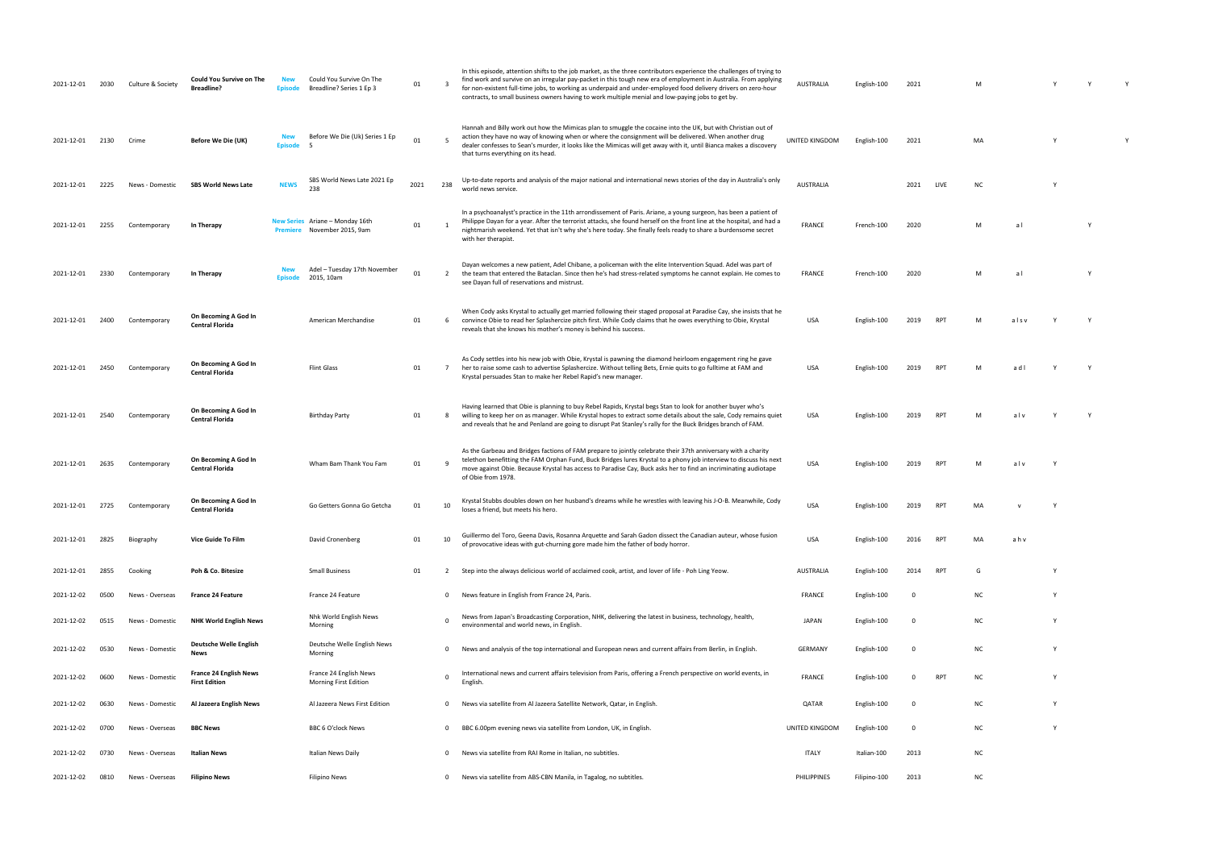| | | | | | | | | | | | | | | | | | | | |
|---|---|---|---|---|---|---|---|---|---|---|---|---|---|---|---|---|---|---|---|
| 2021-12-01 | 2030 | Culture & Society | **Could You Survive on The Breadline?** | **New Episode** | Could You Survive On The Breadline? Series 1 Ep 3 | 01 | 3 | In this episode, attention shifts to the job market, as the three contributors experience the challenges of trying to find work and survive on an irregular pay-packet in this tough new era of employment in Australia. From applying for non-existent full-time jobs, to working as underpaid and under-employed food delivery drivers on zero-hour contracts, to small business owners having to work multiple menial and low-paying jobs to get by. | AUSTRALIA | English-100 | 2021 | | M | | Y | Y | Y |
| 2021-12-01 | 2130 | Crime | **Before We Die (UK)** | **New Episode** | Before We Die (Uk) Series 1 Ep 5 | 01 | 5 | Hannah and Billy work out how the Mimicas plan to smuggle the cocaine into the UK, but with Christian out of action they have no way of knowing when or where the consignment will be delivered. When another drug dealer confesses to Sean's murder, it looks like the Mimicas will get away with it, until Bianca makes a discovery that turns everything on its head. | UNITED KINGDOM | English-100 | 2021 | | MA | | Y | | Y |
| 2021-12-01 | 2225 | News - Domestic | **SBS World News Late** | **NEWS** | SBS World News Late 2021 Ep 238 | 2021 | 238 | Up-to-date reports and analysis of the major national and international news stories of the day in Australia's only world news service. | AUSTRALIA | | 2021 | LIVE | NC | | Y | | |
| 2021-12-01 | 2255 | Contemporary | **In Therapy** | **New Series Premiere** | Ariane – Monday 16th November 2015, 9am | 01 | 1 | In a psychoanalyst's practice in the 11th arrondissement of Paris. Ariane, a young surgeon, has been a patient of Philippe Dayan for a year. After the terrorist attacks, she found herself on the front line at the hospital, and had a nightmarish weekend. Yet that isn't why she's here today. She finally feels ready to share a burdensome secret with her therapist. | FRANCE | French-100 | 2020 | | M | a l | | Y | |
| 2021-12-01 | 2330 | Contemporary | **In Therapy** | **New Episode** | Adel – Tuesday 17th November 2015, 10am | 01 | 2 | Dayan welcomes a new patient, Adel Chibane, a policeman with the elite Intervention Squad. Adel was part of the team that entered the Bataclan. Since then he's had stress-related symptoms he cannot explain. He comes to see Dayan full of reservations and mistrust. | FRANCE | French-100 | 2020 | | M | a l | | Y | |
| 2021-12-01 | 2400 | Contemporary | **On Becoming A God In Central Florida** | | American Merchandise | 01 | 6 | When Cody asks Krystal to actually get married following their staged proposal at Paradise Cay, she insists that he convince Obie to read her Splashercize pitch first. While Cody claims that he owes everything to Obie, Krystal reveals that she knows his mother's money is behind his success. | USA | English-100 | 2019 | RPT | M | a l s v | Y | Y | |
| 2021-12-01 | 2450 | Contemporary | **On Becoming A God In Central Florida** | | Flint Glass | 01 | 7 | As Cody settles into his new job with Obie, Krystal is pawning the diamond heirloom engagement ring he gave her to raise some cash to advertise Splashercize. Without telling Bets, Ernie quits to go fulltime at FAM and Krystal persuades Stan to make her Rebel Rapid's new manager. | USA | English-100 | 2019 | RPT | M | a d l | Y | Y | |
| 2021-12-01 | 2540 | Contemporary | **On Becoming A God In Central Florida** | | Birthday Party | 01 | 8 | Having learned that Obie is planning to buy Rebel Rapids, Krystal begs Stan to look for another buyer who's willing to keep her on as manager. While Krystal hopes to extract some details about the sale, Cody remains quiet and reveals that he and Penland are going to disrupt Pat Stanley's rally for the Buck Bridges branch of FAM. | USA | English-100 | 2019 | RPT | M | a l v | Y | Y | |
| 2021-12-01 | 2635 | Contemporary | **On Becoming A God In Central Florida** | | Wham Bam Thank You Fam | 01 | 9 | As the Garbeau and Bridges factions of FAM prepare to jointly celebrate their 37th anniversary with a charity telethon benefitting the FAM Orphan Fund, Buck Bridges lures Krystal to a phony job interview to discuss his next move against Obie. Because Krystal has access to Paradise Cay, Buck asks her to find an incriminating audiotape of Obie from 1978. | USA | English-100 | 2019 | RPT | M | a l v | Y | | |
| 2021-12-01 | 2725 | Contemporary | **On Becoming A God In Central Florida** | | Go Getters Gonna Go Getcha | 01 | 10 | Krystal Stubbs doubles down on her husband's dreams while he wrestles with leaving his J-O-B. Meanwhile, Cody loses a friend, but meets his hero. | USA | English-100 | 2019 | RPT | MA | v | Y | | |
| 2021-12-01 | 2825 | Biography | **Vice Guide To Film** | | David Cronenberg | 01 | 10 | Guillermo del Toro, Geena Davis, Rosanna Arquette and Sarah Gadon dissect the Canadian auteur, whose fusion of provocative ideas with gut-churning gore made him the father of body horror. | USA | English-100 | 2016 | RPT | MA | a h v | | | |
| 2021-12-01 | 2855 | Cooking | **Poh & Co. Bitesize** | | Small Business | 01 | 2 | Step into the always delicious world of acclaimed cook, artist, and lover of life - Poh Ling Yeow. | AUSTRALIA | English-100 | 2014 | RPT | G | | Y | | |
| 2021-12-02 | 0500 | News - Overseas | **France 24 Feature** | | France 24 Feature | | 0 | News feature in English from France 24, Paris. | FRANCE | English-100 | 0 | | NC | | Y | | |
| 2021-12-02 | 0515 | News - Domestic | **NHK World English News** | | Nhk World English News Morning | | 0 | News from Japan's Broadcasting Corporation, NHK, delivering the latest in business, technology, health, environmental and world news, in English. | JAPAN | English-100 | 0 | | NC | | Y | | |
| 2021-12-02 | 0530 | News - Domestic | **Deutsche Welle English News** | | Deutsche Welle English News Morning | | 0 | News and analysis of the top international and European news and current affairs from Berlin, in English. | GERMANY | English-100 | 0 | | NC | | Y | | |
| 2021-12-02 | 0600 | News - Domestic | **France 24 English News First Edition** | | France 24 English News Morning First Edition | | 0 | International news and current affairs television from Paris, offering a French perspective on world events, in English. | FRANCE | English-100 | 0 | RPT | NC | | Y | | |
| 2021-12-02 | 0630 | News - Domestic | **Al Jazeera English News** | | Al Jazeera News First Edition | | 0 | News via satellite from Al Jazeera Satellite Network, Qatar, in English. | QATAR | English-100 | 0 | | NC | | Y | | |
| 2021-12-02 | 0700 | News - Overseas | **BBC News** | | BBC 6 O'clock News | | 0 | BBC 6.00pm evening news via satellite from London, UK, in English. | UNITED KINGDOM | English-100 | 0 | | NC | | Y | | |
| 2021-12-02 | 0730 | News - Overseas | **Italian News** | | Italian News Daily | | 0 | News via satellite from RAI Rome in Italian, no subtitles. | ITALY | Italian-100 | 2013 | | NC | | | | |
| 2021-12-02 | 0810 | News - Overseas | **Filipino News** | | Filipino News | | 0 | News via satellite from ABS-CBN Manila, in Tagalog, no subtitles. | PHILIPPINES | Filipino-100 | 2013 | | NC | | | | |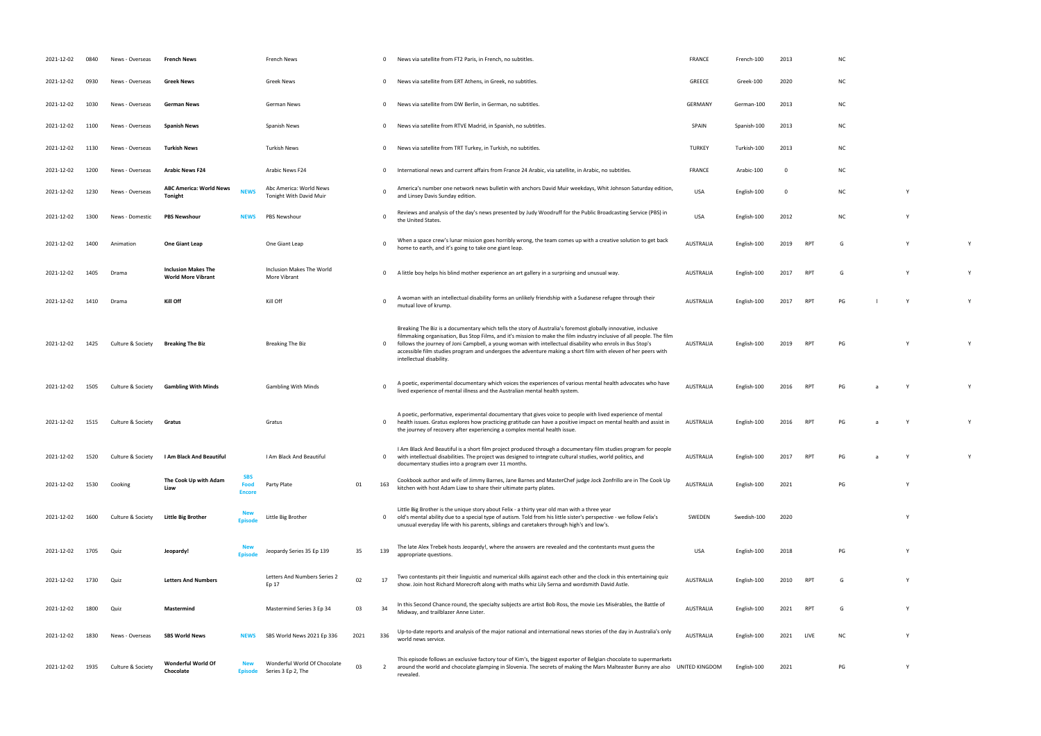| | | | | | | | | | | | | | | | | | | |
|---|---|---|---|---|---|---|---|---|---|---|---|---|---|---|---|---|---|---|
| 2021-12-02 | 0840 | News - Overseas | **French News** | | French News | | 0 | News via satellite from FT2 Paris, in French, no subtitles. | FRANCE | French-100 | 2013 | | NC | | | |
| 2021-12-02 | 0930 | News - Overseas | **Greek News** | | Greek News | | 0 | News via satellite from ERT Athens, in Greek, no subtitles. | GREECE | Greek-100 | 2020 | | NC | | | |
| 2021-12-02 | 1030 | News - Overseas | **German News** | | German News | | 0 | News via satellite from DW Berlin, in German, no subtitles. | GERMANY | German-100 | 2013 | | NC | | | |
| 2021-12-02 | 1100 | News - Overseas | **Spanish News** | | Spanish News | | 0 | News via satellite from RTVE Madrid, in Spanish, no subtitles. | SPAIN | Spanish-100 | 2013 | | NC | | | |
| 2021-12-02 | 1130 | News - Overseas | **Turkish News** | | Turkish News | | 0 | News via satellite from TRT Turkey, in Turkish, no subtitles. | TURKEY | Turkish-100 | 2013 | | NC | | | |
| 2021-12-02 | 1200 | News - Overseas | **Arabic News F24** | | Arabic News F24 | | 0 | International news and current affairs from France 24 Arabic, via satellite, in Arabic, no subtitles. | FRANCE | Arabic-100 | 0 | | NC | | | |
| 2021-12-02 | 1230 | News - Overseas | **ABC America: World News Tonight** | NEWS | Abc America: World News Tonight With David Muir | | 0 | America's number one network news bulletin with anchors David Muir weekdays, Whit Johnson Saturday edition, and Linsey Davis Sunday edition. | USA | English-100 | 0 | | NC | | Y | |
| 2021-12-02 | 1300 | News - Domestic | **PBS Newshour** | NEWS | PBS Newshour | | 0 | Reviews and analysis of the day's news presented by Judy Woodruff for the Public Broadcasting Service (PBS) in the United States. | USA | English-100 | 2012 | | NC | | Y | |
| 2021-12-02 | 1400 | Animation | **One Giant Leap** | | One Giant Leap | | 0 | When a space crew's lunar mission goes horribly wrong, the team comes up with a creative solution to get back home to earth, and it's going to take one giant leap. | AUSTRALIA | English-100 | 2019 | RPT | G | | Y | Y |
| 2021-12-02 | 1405 | Drama | **Inclusion Makes The World More Vibrant** | | Inclusion Makes The World More Vibrant | | 0 | A little boy helps his blind mother experience an art gallery in a surprising and unusual way. | AUSTRALIA | English-100 | 2017 | RPT | G | | Y | Y |
| 2021-12-02 | 1410 | Drama | **Kill Off** | | Kill Off | | 0 | A woman with an intellectual disability forms an unlikely friendship with a Sudanese refugee through their mutual love of krump. | AUSTRALIA | English-100 | 2017 | RPT | PG | l | Y | Y |
| 2021-12-02 | 1425 | Culture & Society | **Breaking The Biz** | | Breaking The Biz | | 0 | Breaking The Biz is a documentary which tells the story of Australia's foremost globally innovative, inclusive filmmaking organisation, Bus Stop Films, and it's mission to make the film industry inclusive of all people. The film follows the journey of Joni Campbell, a young woman with intellectual disability who enrols in Bus Stop's accessible film studies program and undergoes the adventure making a short film with eleven of her peers with intellectual disability. | AUSTRALIA | English-100 | 2019 | RPT | PG | | Y | Y |
| 2021-12-02 | 1505 | Culture & Society | **Gambling With Minds** | | Gambling With Minds | | 0 | A poetic, experimental documentary which voices the experiences of various mental health advocates who have lived experience of mental illness and the Australian mental health system. | AUSTRALIA | English-100 | 2016 | RPT | PG | a | Y | Y |
| 2021-12-02 | 1515 | Culture & Society | **Gratus** | | Gratus | | 0 | A poetic, performative, experimental documentary that gives voice to people with lived experience of mental health issues. Gratus explores how practicing gratitude can have a positive impact on mental health and assist in the journey of recovery after experiencing a complex mental health issue. | AUSTRALIA | English-100 | 2016 | RPT | PG | a | Y | Y |
| 2021-12-02 | 1520 | Culture & Society | **I Am Black And Beautiful** | | I Am Black And Beautiful | | 0 | I Am Black And Beautiful is a short film project produced through a documentary film studies program for people with intellectual disabilities. The project was designed to integrate cultural studies, world politics, and documentary studies into a program over 11 months. | AUSTRALIA | English-100 | 2017 | RPT | PG | a | Y | Y |
| 2021-12-02 | 1530 | Cooking | **The Cook Up with Adam Liaw** | SBS Food Encore | Party Plate | 01 | 163 | Cookbook author and wife of Jimmy Barnes, Jane Barnes and MasterChef judge Jock Zonfrillo are in The Cook Up kitchen with host Adam Liaw to share their ultimate party plates. | AUSTRALIA | English-100 | 2021 | | PG | | Y | |
| 2021-12-02 | 1600 | Culture & Society | **Little Big Brother** | New Episode | Little Big Brother | | 0 | Little Big Brother is the unique story about Felix - a thirty year old man with a three year old's mental ability due to a special type of autism. Told from his little sister's perspective - we follow Felix's unusual everyday life with his parents, siblings and caretakers through high's and low's. | SWEDEN | Swedish-100 | 2020 | | | | Y | |
| 2021-12-02 | 1705 | Quiz | **Jeopardy!** | New Episode | Jeopardy Series 35 Ep 139 | 35 | 139 | The late Alex Trebek hosts Jeopardy!, where the answers are revealed and the contestants must guess the appropriate questions. | USA | English-100 | 2018 | | PG | | Y | |
| 2021-12-02 | 1730 | Quiz | **Letters And Numbers** | | Letters And Numbers Series 2 Ep 17 | 02 | 17 | Two contestants pit their linguistic and numerical skills against each other and the clock in this entertaining quiz show. Join host Richard Morecroft along with maths whiz Lily Serna and wordsmith David Astle. | AUSTRALIA | English-100 | 2010 | RPT | G | | Y | |
| 2021-12-02 | 1800 | Quiz | **Mastermind** | | Mastermind Series 3 Ep 34 | 03 | 34 | In this Second Chance round, the specialty subjects are artist Bob Ross, the movie Les Misérables, the Battle of Midway, and trailblazer Anne Lister. | AUSTRALIA | English-100 | 2021 | RPT | G | | Y | |
| 2021-12-02 | 1830 | News - Overseas | **SBS World News** | NEWS | SBS World News 2021 Ep 336 | 2021 | 336 | Up-to-date reports and analysis of the major national and international news stories of the day in Australia's only world news service. | AUSTRALIA | English-100 | 2021 | LIVE | NC | | Y | |
| 2021-12-02 | 1935 | Culture & Society | **Wonderful World Of Chocolate** | New Episode | Wonderful World Of Chocolate Series 3 Ep 2, The | 03 | 2 | This episode follows an exclusive factory tour of Kim's, the biggest exporter of Belgian chocolate to supermarkets around the world and chocolate glamping in Slovenia. The secrets of making the Mars Malteaster Bunny are also revealed. | UNITED KINGDOM | English-100 | 2021 | | PG | | Y | |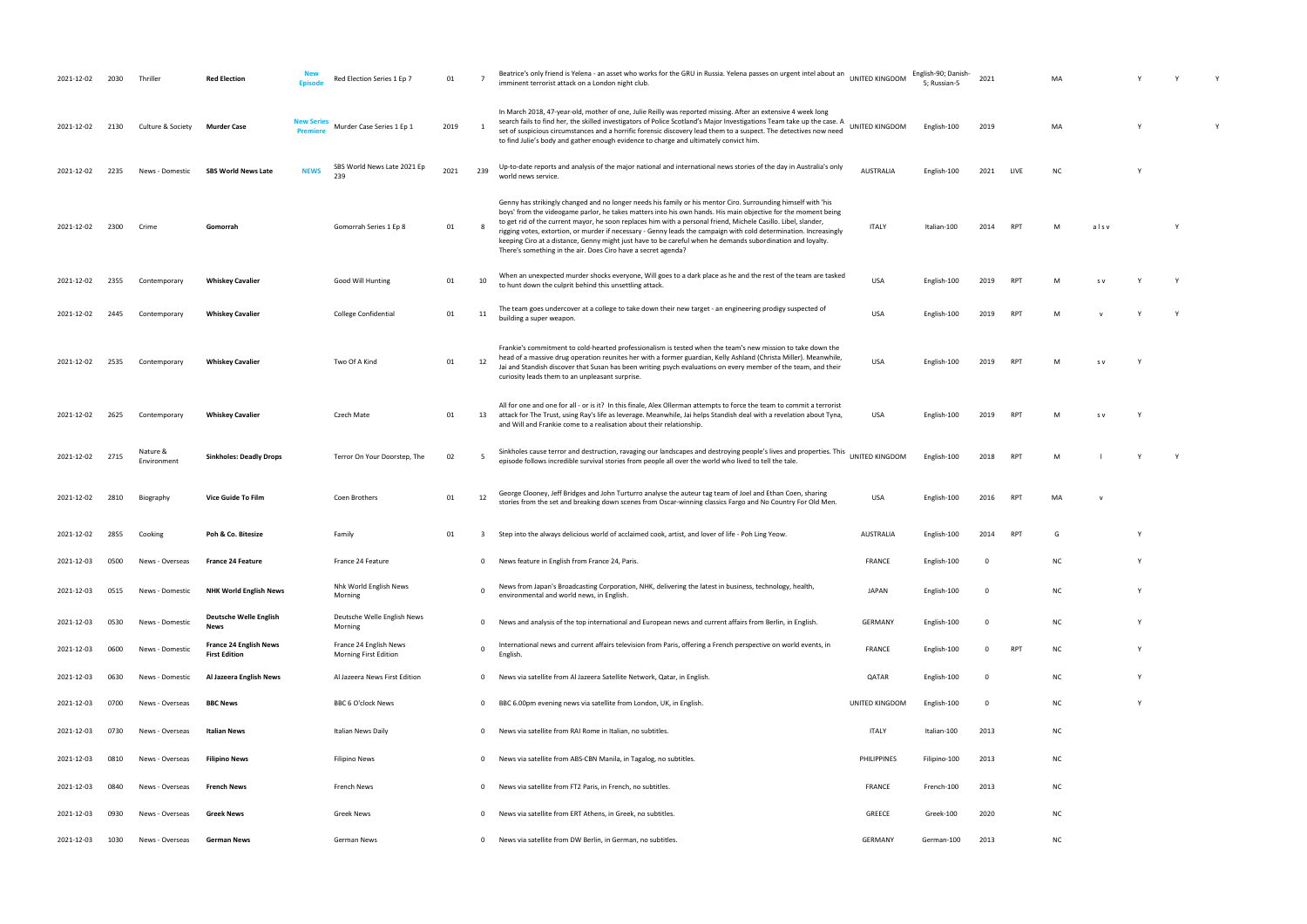| | | | | | | | | | | | | | | | | | | |
|---|---|---|---|---|---|---|---|---|---|---|---|---|---|---|---|---|---|---|
| 2021-12-02 | 2030 | Thriller | **Red Election** | New Episode | Red Election Series 1 Ep 7 | 01 | 7 | Beatrice's only friend is Yelena - an asset who works for the GRU in Russia. Yelena passes on urgent intel about an imminent terrorist attack on a London night club. | UNITED KINGDOM | English-90; Danish-5; Russian-5 | 2021 | | MA | | Y | Y | | Y |
| 2021-12-02 | 2130 | Culture & Society | **Murder Case** | New Series Premiere | Murder Case Series 1 Ep 1 | 2019 | 1 | In March 2018, 47-year-old, mother of one, Julie Reilly was reported missing. After an extensive 4 week long search fails to find her, the skilled investigators of Police Scotland's Major Investigations Team take up the case. A set of suspicious circumstances and a horrific forensic discovery lead them to a suspect. The detectives now need to find Julie's body and gather enough evidence to charge and ultimately convict him. | UNITED KINGDOM | English-100 | 2019 | | MA | | Y | | | Y |
| 2021-12-02 | 2235 | News - Domestic | **SBS World News Late** | NEWS | SBS World News Late 2021 Ep 239 | 2021 | 239 | Up-to-date reports and analysis of the major national and international news stories of the day in Australia's only world news service. | AUSTRALIA | English-100 | 2021 | LIVE | NC | | Y | | | |
| 2021-12-02 | 2300 | Crime | **Gomorrah** | | Gomorrah Series 1 Ep 8 | 01 | 8 | Genny has strikingly changed and no longer needs his family or his mentor Ciro. Surrounding himself with 'his boys' from the videogame parlor, he takes matters into his own hands. His main objective for the moment being to get rid of the current mayor, he soon replaces him with a personal friend, Michele Casillo. Libel, slander, rigging votes, extortion, or murder if necessary - Genny leads the campaign with cold determination. Increasingly keeping Ciro at a distance, Genny might just have to be careful when he demands subordination and loyalty. There's something in the air. Does Ciro have a secret agenda? | ITALY | Italian-100 | 2014 | RPT | M | a l s v | | Y | | |
| 2021-12-02 | 2355 | Contemporary | **Whiskey Cavalier** | | Good Will Hunting | 01 | 10 | When an unexpected murder shocks everyone, Will goes to a dark place as he and the rest of the team are tasked to hunt down the culprit behind this unsettling attack. | USA | English-100 | 2019 | RPT | M | s v | Y | Y | | |
| 2021-12-02 | 2445 | Contemporary | **Whiskey Cavalier** | | College Confidential | 01 | 11 | The team goes undercover at a college to take down their new target - an engineering prodigy suspected of building a super weapon. | USA | English-100 | 2019 | RPT | M | v | Y | Y | | |
| 2021-12-02 | 2535 | Contemporary | **Whiskey Cavalier** | | Two Of A Kind | 01 | 12 | Frankie's commitment to cold-hearted professionalism is tested when the team's new mission to take down the head of a massive drug operation reunites her with a former guardian, Kelly Ashland (Christa Miller). Meanwhile, Jai and Standish discover that Susan has been writing psych evaluations on every member of the team, and their curiosity leads them to an unpleasant surprise. | USA | English-100 | 2019 | RPT | M | s v | Y | | | |
| 2021-12-02 | 2625 | Contemporary | **Whiskey Cavalier** | | Czech Mate | 01 | 13 | All for one and one for all - or is it? In this finale, Alex Ollerman attempts to force the team to commit a terrorist attack for The Trust, using Ray's life as leverage. Meanwhile, Jai helps Standish deal with a revelation about Tyna, and Will and Frankie come to a realisation about their relationship. | USA | English-100 | 2019 | RPT | M | s v | Y | | | |
| 2021-12-02 | 2715 | Nature & Environment | **Sinkholes: Deadly Drops** | | Terror On Your Doorstep, The | 02 | 5 | Sinkholes cause terror and destruction, ravaging our landscapes and destroying people's lives and properties. This episode follows incredible survival stories from people all over the world who lived to tell the tale. | UNITED KINGDOM | English-100 | 2018 | RPT | M | l | Y | Y | | |
| 2021-12-02 | 2810 | Biography | **Vice Guide To Film** | | Coen Brothers | 01 | 12 | George Clooney, Jeff Bridges and John Turturro analyse the auteur tag team of Joel and Ethan Coen, sharing stories from the set and breaking down scenes from Oscar-winning classics Fargo and No Country For Old Men. | USA | English-100 | 2016 | RPT | MA | v | | | | |
| 2021-12-02 | 2855 | Cooking | **Poh & Co. Bitesize** | | Family | 01 | 3 | Step into the always delicious world of acclaimed cook, artist, and lover of life - Poh Ling Yeow. | AUSTRALIA | English-100 | 2014 | RPT | G | | Y | | | |
| 2021-12-03 | 0500 | News - Overseas | **France 24 Feature** | | France 24 Feature | | 0 | News feature in English from France 24, Paris. | FRANCE | English-100 | 0 | | NC | | Y | | | |
| 2021-12-03 | 0515 | News - Domestic | **NHK World English News** | | Nhk World English News Morning | | 0 | News from Japan's Broadcasting Corporation, NHK, delivering the latest in business, technology, health, environmental and world news, in English. | JAPAN | English-100 | 0 | | NC | | Y | | | |
| 2021-12-03 | 0530 | News - Domestic | **Deutsche Welle English News** | | Deutsche Welle English News Morning | | 0 | News and analysis of the top international and European news and current affairs from Berlin, in English. | GERMANY | English-100 | 0 | | NC | | Y | | | |
| 2021-12-03 | 0600 | News - Domestic | **France 24 English News First Edition** | | France 24 English News Morning First Edition | | 0 | International news and current affairs television from Paris, offering a French perspective on world events, in English. | FRANCE | English-100 | 0 | RPT | NC | | Y | | | |
| 2021-12-03 | 0630 | News - Domestic | **Al Jazeera English News** | | Al Jazeera News First Edition | | 0 | News via satellite from Al Jazeera Satellite Network, Qatar, in English. | QATAR | English-100 | 0 | | NC | | Y | | | |
| 2021-12-03 | 0700 | News - Overseas | **BBC News** | | BBC 6 O'clock News | | 0 | BBC 6.00pm evening news via satellite from London, UK, in English. | UNITED KINGDOM | English-100 | 0 | | NC | | Y | | | |
| 2021-12-03 | 0730 | News - Overseas | **Italian News** | | Italian News Daily | | 0 | News via satellite from RAI Rome in Italian, no subtitles. | ITALY | Italian-100 | 2013 | | NC | | | | | |
| 2021-12-03 | 0810 | News - Overseas | **Filipino News** | | Filipino News | | 0 | News via satellite from ABS-CBN Manila, in Tagalog, no subtitles. | PHILIPPINES | Filipino-100 | 2013 | | NC | | | | | |
| 2021-12-03 | 0840 | News - Overseas | **French News** | | French News | | 0 | News via satellite from FT2 Paris, in French, no subtitles. | FRANCE | French-100 | 2013 | | NC | | | | | |
| 2021-12-03 | 0930 | News - Overseas | **Greek News** | | Greek News | | 0 | News via satellite from ERT Athens, in Greek, no subtitles. | GREECE | Greek-100 | 2020 | | NC | | | | | |
| 2021-12-03 | 1030 | News - Overseas | **German News** | | German News | | 0 | News via satellite from DW Berlin, in German, no subtitles. | GERMANY | German-100 | 2013 | | NC | | | | | |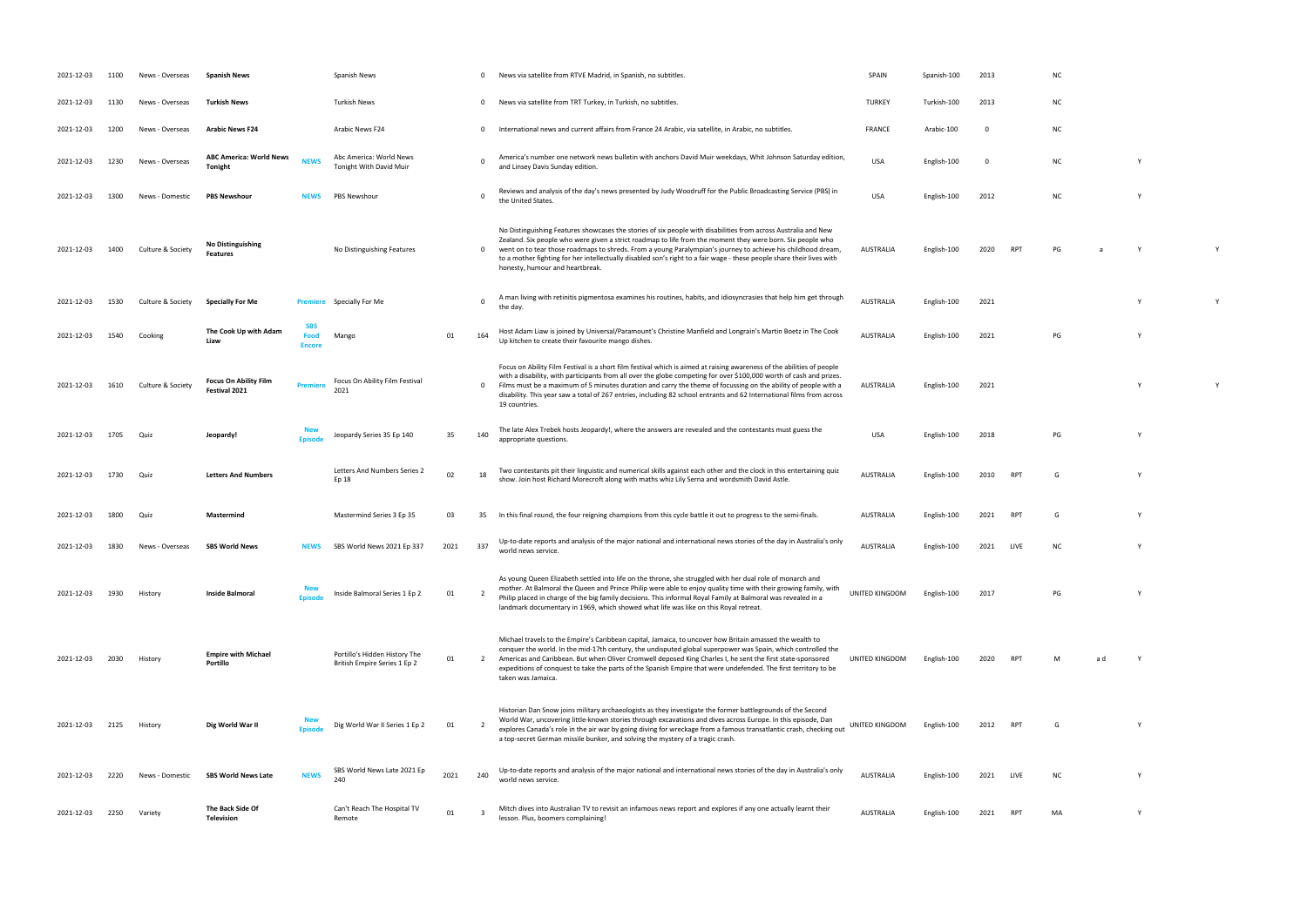| | | | | | | | | | | | | | | | | | | |
|---|---|---|---|---|---|---|---|---|---|---|---|---|---|---|---|---|---|---|
| 2021-12-03 | 1100 | News - Overseas | **Spanish News** | | Spanish News | | 0 | News via satellite from RTVE Madrid, in Spanish, no subtitles. | SPAIN | Spanish-100 | 2013 | | NC | | | |
| 2021-12-03 | 1130 | News - Overseas | **Turkish News** | | Turkish News | | 0 | News via satellite from TRT Turkey, in Turkish, no subtitles. | TURKEY | Turkish-100 | 2013 | | NC | | | |
| 2021-12-03 | 1200 | News - Overseas | **Arabic News F24** | | Arabic News F24 | | 0 | International news and current affairs from France 24 Arabic, via satellite, in Arabic, no subtitles. | FRANCE | Arabic-100 | 0 | | NC | | | |
| 2021-12-03 | 1230 | News - Overseas | **ABC America: World News Tonight** | **NEWS** | Abc America: World News Tonight With David Muir | | 0 | America's number one network news bulletin with anchors David Muir weekdays, Whit Johnson Saturday edition, and Linsey Davis Sunday edition. | USA | English-100 | 0 | | NC | | Y | |
| 2021-12-03 | 1300 | News - Domestic | **PBS Newshour** | **NEWS** | PBS Newshour | | 0 | Reviews and analysis of the day's news presented by Judy Woodruff for the Public Broadcasting Service (PBS) in the United States. | USA | English-100 | 2012 | | NC | | Y | |
| 2021-12-03 | 1400 | Culture & Society | **No Distinguishing Features** | | No Distinguishing Features | | 0 | No Distinguishing Features showcases the stories of six people with disabilities from across Australia and New Zealand. Six people who were given a strict roadmap to life from the moment they were born. Six people who went on to tear those roadmaps to shreds. From a young Paralympian's journey to achieve his childhood dream, to a mother fighting for her intellectually disabled son's right to a fair wage - these people share their lives with honesty, humour and heartbreak. | AUSTRALIA | English-100 | 2020 | RPT | PG | a | Y | Y |
| 2021-12-03 | 1530 | Culture & Society | **Specially For Me** | **Premiere** | Specially For Me | | 0 | A man living with retinitis pigmentosa examines his routines, habits, and idiosyncrasies that help him get through the day. | AUSTRALIA | English-100 | 2021 | | | | Y | Y |
| 2021-12-03 | 1540 | Cooking | **The Cook Up with Adam Liaw** | **SBS Food Encore** | Mango | 01 | 164 | Host Adam Liaw is joined by Universal/Paramount's Christine Manfield and Longrain's Martin Boetz in The Cook Up kitchen to create their favourite mango dishes. | AUSTRALIA | English-100 | 2021 | | PG | | Y | |
| 2021-12-03 | 1610 | Culture & Society | **Focus On Ability Film Festival 2021** | **Premiere** | Focus On Ability Film Festival 2021 | | 0 | Focus on Ability Film Festival is a short film festival which is aimed at raising awareness of the abilities of people with a disability, with participants from all over the globe competing for over $100,000 worth of cash and prizes. Films must be a maximum of 5 minutes duration and carry the theme of focussing on the ability of people with a disability. This year saw a total of 267 entries, including 82 school entrants and 62 International films from across 19 countries. | AUSTRALIA | English-100 | 2021 | | | | Y | Y |
| 2021-12-03 | 1705 | Quiz | **Jeopardy!** | **New Episode** | Jeopardy Series 35 Ep 140 | 35 | 140 | The late Alex Trebek hosts Jeopardy!, where the answers are revealed and the contestants must guess the appropriate questions. | USA | English-100 | 2018 | | PG | | Y | |
| 2021-12-03 | 1730 | Quiz | **Letters And Numbers** | | Letters And Numbers Series 2 Ep 18 | 02 | 18 | Two contestants pit their linguistic and numerical skills against each other and the clock in this entertaining quiz show. Join host Richard Morecroft along with maths whiz Lily Serna and wordsmith David Astle. | AUSTRALIA | English-100 | 2010 | RPT | G | | Y | |
| 2021-12-03 | 1800 | Quiz | **Mastermind** | | Mastermind Series 3 Ep 35 | 03 | 35 | In this final round, the four reigning champions from this cycle battle it out to progress to the semi-finals. | AUSTRALIA | English-100 | 2021 | RPT | G | | Y | |
| 2021-12-03 | 1830 | News - Overseas | **SBS World News** | **NEWS** | SBS World News 2021 Ep 337 | 2021 | 337 | Up-to-date reports and analysis of the major national and international news stories of the day in Australia's only world news service. | AUSTRALIA | English-100 | 2021 | LIVE | NC | | Y | |
| 2021-12-03 | 1930 | History | **Inside Balmoral** | **New Episode** | Inside Balmoral Series 1 Ep 2 | 01 | 2 | As young Queen Elizabeth settled into life on the throne, she struggled with her dual role of monarch and mother. At Balmoral the Queen and Prince Philip were able to enjoy quality time with their growing family, with Philip placed in charge of the big family decisions. This informal Royal Family at Balmoral was revealed in a landmark documentary in 1969, which showed what life was like on this Royal retreat. | UNITED KINGDOM | English-100 | 2017 | | PG | | Y | |
| 2021-12-03 | 2030 | History | **Empire with Michael Portillo** | | Portillo's Hidden History The British Empire Series 1 Ep 2 | 01 | 2 | Michael travels to the Empire's Caribbean capital, Jamaica, to uncover how Britain amassed the wealth to conquer the world. In the mid-17th century, the undisputed global superpower was Spain, which controlled the Americas and Caribbean. But when Oliver Cromwell deposed King Charles I, he sent the first state-sponsored expeditions of conquest to take the parts of the Spanish Empire that were undefended. The first territory to be taken was Jamaica. | UNITED KINGDOM | English-100 | 2020 | RPT | M | a d | Y | |
| 2021-12-03 | 2125 | History | **Dig World War II** | **New Episode** | Dig World War II Series 1 Ep 2 | 01 | 2 | Historian Dan Snow joins military archaeologists as they investigate the former battlegrounds of the Second World War, uncovering little-known stories through excavations and dives across Europe. In this episode, Dan explores Canada's role in the air war by going diving for wreckage from a famous transatlantic crash, checking out a top-secret German missile bunker, and solving the mystery of a tragic crash. | UNITED KINGDOM | English-100 | 2012 | RPT | G | | Y | |
| 2021-12-03 | 2220 | News - Domestic | **SBS World News Late** | **NEWS** | SBS World News Late 2021 Ep 240 | 2021 | 240 | Up-to-date reports and analysis of the major national and international news stories of the day in Australia's only world news service. | AUSTRALIA | English-100 | 2021 | LIVE | NC | | Y | |
| 2021-12-03 | 2250 | Variety | **The Back Side Of Television** | | Can't Reach The Hospital TV Remote | 01 | 3 | Mitch dives into Australian TV to revisit an infamous news report and explores if any one actually learnt their lesson. Plus, boomers complaining! | AUSTRALIA | English-100 | 2021 | RPT | MA | | Y | |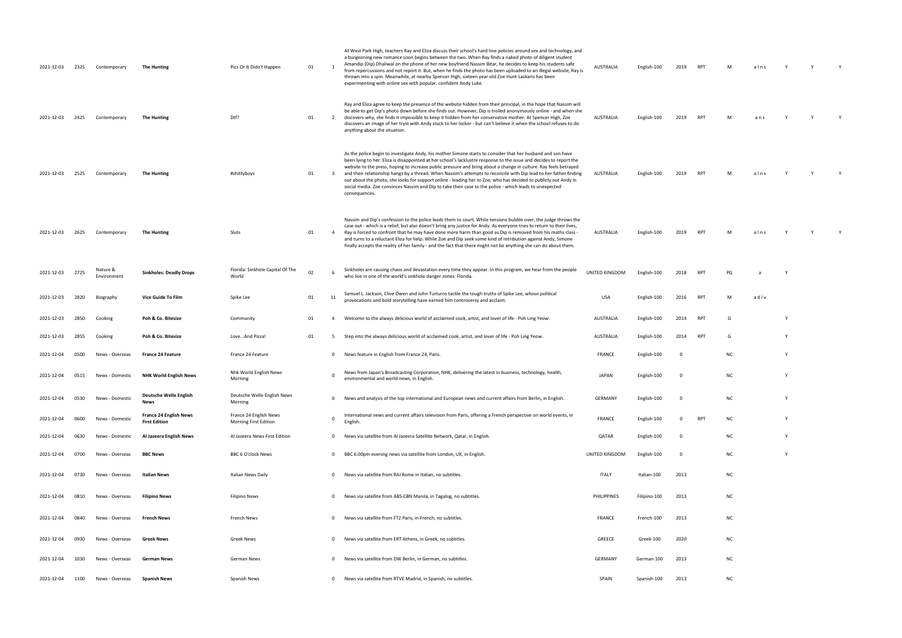| | | | | | | | | | | | | | | | | | |
|---|---|---|---|---|---|---|---|---|---|---|---|---|---|---|---|---|---|
| 2021-12-03 | 2325 | Contemporary | **The Hunting** | Pics Or It Didn't Happen | 01 | 1 | At West Park High, teachers Ray and Eliza discuss their school's hard-line policies around sex and technology, and a burgeoning new romance soon begins between the two. When Ray finds a naked photo of diligent student Amandip (Dip) Dhaliwal on the phone of her new boyfriend Nassim Bitar, he decides to keep his students safe from repercussions and not report it. But, when he finds the photo has been uploaded to an illegal website, Ray is thrown into a spin. Meanwhile, at nearby Spencer High, sixteen year-old Zoe Hunt-Laskaris has been experimenting with online sex with popular, confident Andy Luke. | AUSTRALIA | English-100 | 2019 | RPT | M | a l n s | Y | Y | Y |
| 2021-12-03 | 2425 | Contemporary | **The Hunting** | Dtf? | 01 | 2 | Ray and Eliza agree to keep the presence of the website hidden from their principal, in the hope that Nassim will be able to get Dip's photo down before she finds out. However, Dip is trolled anonymously online - and when she discovers why, she finds it impossible to keep it hidden from her conservative mother. At Spencer High, Zoe discovers an image of her tryst with Andy stuck to her locker - but can't believe it when the school refuses to do anything about the situation. | AUSTRALIA | English-100 | 2019 | RPT | M | a n s | Y | Y | Y |
| 2021-12-03 | 2525 | Contemporary | **The Hunting** | #shittyboys | 01 | 3 | As the police begin to investigate Andy, his mother Simone starts to consider that her husband and son have been lying to her. Eliza is disappointed at her school's lacklustre response to the issue and decides to report the website to the press, hoping to increase public pressure and bring about a change in culture. Ray feels betrayed and their relationship hangs by a thread. When Nassim's attempts to reconcile with Dip lead to her father finding out about the photo, she looks for support online - leading her to Zoe, who has decided to publicly out Andy in social media. Zoe convinces Nassim and Dip to take their case to the police - which leads to unexpected consequences. | AUSTRALIA | English-100 | 2019 | RPT | M | a l n s | Y | Y | Y |
| 2021-12-03 | 2625 | Contemporary | **The Hunting** | Sluts | 01 | 4 | Nassim and Dip's confession to the police leads them to court. While tensions bubble over, the judge throws the case out - which is a relief, but also doesn't bring any justice for Andy. As everyone tries to return to their lives, Ray is forced to confront that he may have done more harm than good as Dip is removed from his maths class - and turns to a reluctant Eliza for help. While Zoe and Dip seek some kind of retribution against Andy, Simone finally accepts the reality of her family - and the fact that there might not be anything she can do about them. | AUSTRALIA | English-100 | 2019 | RPT | M | a l n s | Y | Y | Y |
| 2021-12-03 | 2725 | Nature & Environment | **Sinkholes: Deadly Drops** | Florida: Sinkhole Capital Of The World | 02 | 6 | Sinkholes are causing chaos and devastation every time they appear. In this program, we hear from the people who live in one of the world's sinkhole danger zones: Florida. | UNITED KINGDOM | English-100 | 2018 | RPT | PG | a | Y | | |
| 2021-12-03 | 2820 | Biography | **Vice Guide To Film** | Spike Lee | 01 | 11 | Samuel L. Jackson, Clive Owen and John Turturro tackle the tough truths of Spike Lee, whose political provocations and bold storytelling have earned him controversy and acclaim. | USA | English-100 | 2016 | RPT | M | a d l v | | | |
| 2021-12-03 | 2850 | Cooking | **Poh & Co. Bitesize** | Community | 01 | 4 | Welcome to the always delicious world of acclaimed cook, artist, and lover of life - Poh Ling Yeow. | AUSTRALIA | English-100 | 2014 | RPT | G | | Y | | |
| 2021-12-03 | 2855 | Cooking | **Poh & Co. Bitesize** | Love...And Pizza! | 01 | 5 | Step into the always delicious world of acclaimed cook, artist, and lover of life - Poh Ling Yeow. | AUSTRALIA | English-100 | 2014 | RPT | G | | Y | | |
| 2021-12-04 | 0500 | News - Overseas | **France 24 Feature** | France 24 Feature | | 0 | News feature in English from France 24, Paris. | FRANCE | English-100 | 0 | | NC | | Y | | |
| 2021-12-04 | 0515 | News - Domestic | **NHK World English News** | Nhk World English News Morning | | 0 | News from Japan's Broadcasting Corporation, NHK, delivering the latest in business, technology, health, environmental and world news, in English. | JAPAN | English-100 | 0 | | NC | | Y | | |
| 2021-12-04 | 0530 | News - Domestic | **Deutsche Welle English News** | Deutsche Welle English News Morning | | 0 | News and analysis of the top international and European news and current affairs from Berlin, in English. | GERMANY | English-100 | 0 | | NC | | Y | | |
| 2021-12-04 | 0600 | News - Domestic | **France 24 English News First Edition** | France 24 English News Morning First Edition | | 0 | International news and current affairs television from Paris, offering a French perspective on world events, in English. | FRANCE | English-100 | 0 | RPT | NC | | Y | | |
| 2021-12-04 | 0630 | News - Domestic | **Al Jazeera English News** | Al Jazeera News First Edition | | 0 | News via satellite from Al Jazeera Satellite Network, Qatar, in English. | QATAR | English-100 | 0 | | NC | | Y | | |
| 2021-12-04 | 0700 | News - Overseas | **BBC News** | BBC 6 O'clock News | | 0 | BBC 6.00pm evening news via satellite from London, UK, in English. | UNITED KINGDOM | English-100 | 0 | | NC | | Y | | |
| 2021-12-04 | 0730 | News - Overseas | **Italian News** | Italian News Daily | | 0 | News via satellite from RAI Rome in Italian, no subtitles. | ITALY | Italian-100 | 2013 | | NC | | | | |
| 2021-12-04 | 0810 | News - Overseas | **Filipino News** | Filipino News | | 0 | News via satellite from ABS-CBN Manila, in Tagalog, no subtitles. | PHILIPPINES | Filipino-100 | 2013 | | NC | | | | |
| 2021-12-04 | 0840 | News - Overseas | **French News** | French News | | 0 | News via satellite from FT2 Paris, in French, no subtitles. | FRANCE | French-100 | 2013 | | NC | | | | |
| 2021-12-04 | 0930 | News - Overseas | **Greek News** | Greek News | | 0 | News via satellite from ERT Athens, in Greek, no subtitles. | GREECE | Greek-100 | 2020 | | NC | | | | |
| 2021-12-04 | 1030 | News - Overseas | **German News** | German News | | 0 | News via satellite from DW Berlin, in German, no subtitles. | GERMANY | German-100 | 2013 | | NC | | | | |
| 2021-12-04 | 1100 | News - Overseas | **Spanish News** | Spanish News | | 0 | News via satellite from RTVE Madrid, in Spanish, no subtitles. | SPAIN | Spanish-100 | 2013 | | NC | | | | |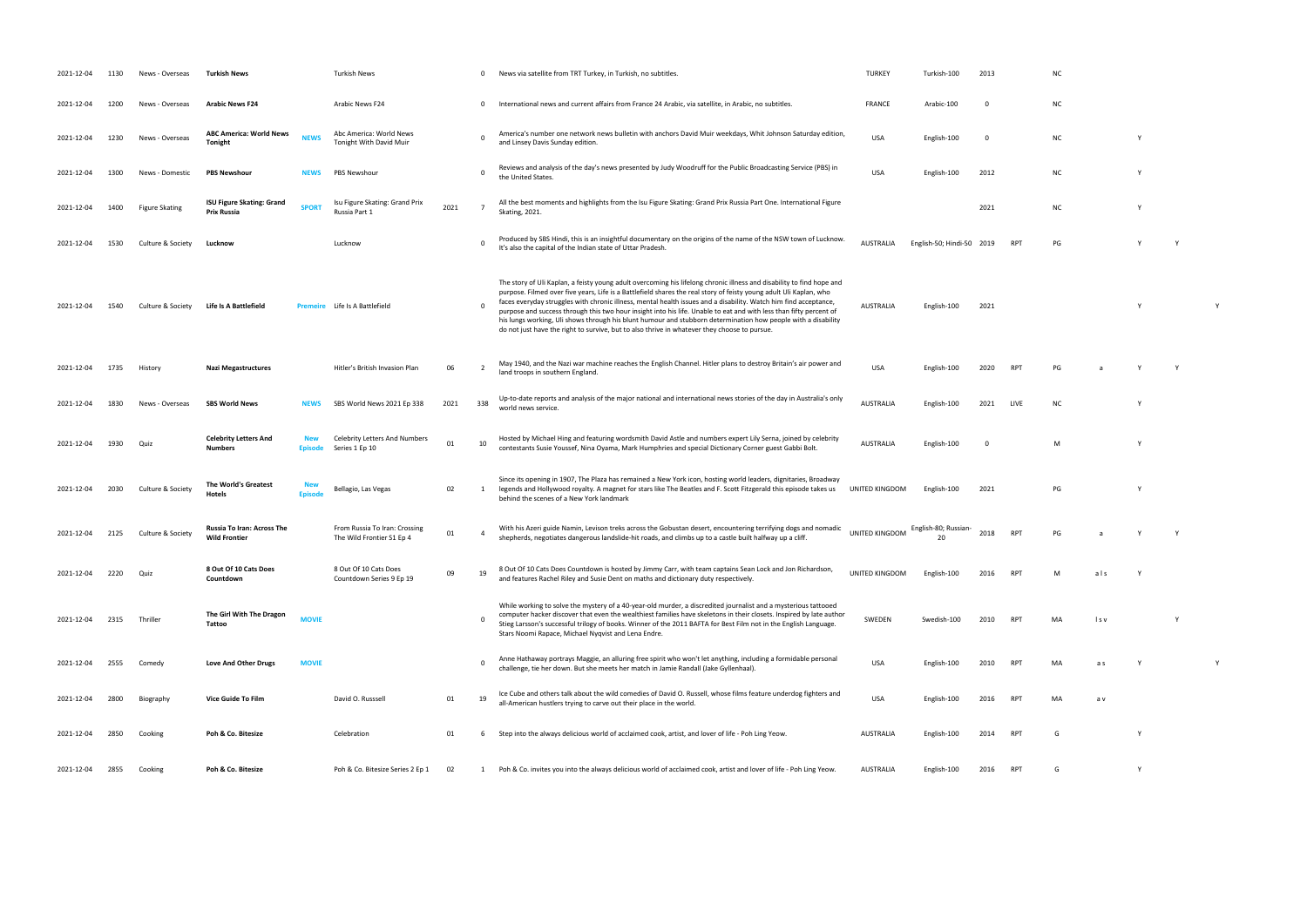| | | | | | | | | | | | | | | | | | |
|---|---|---|---|---|---|---|---|---|---|---|---|---|---|---|---|---|---|
| 2021-12-04 | 1130 | News - Overseas | **Turkish News** | | Turkish News | | 0 | News via satellite from TRT Turkey, in Turkish, no subtitles. | TURKEY | Turkish-100 | 2013 | | NC | | | | |
| 2021-12-04 | 1200 | News - Overseas | **Arabic News F24** | | Arabic News F24 | | 0 | International news and current affairs from France 24 Arabic, via satellite, in Arabic, no subtitles. | FRANCE | Arabic-100 | 0 | | NC | | | | |
| 2021-12-04 | 1230 | News - Overseas | **ABC America: World News Tonight** | NEWS | Abc America: World News Tonight With David Muir | | 0 | America's number one network news bulletin with anchors David Muir weekdays, Whit Johnson Saturday edition, and Linsey Davis Sunday edition. | USA | English-100 | 0 | | NC | | Y | | |
| 2021-12-04 | 1300 | News - Domestic | **PBS Newshour** | NEWS | PBS Newshour | | 0 | Reviews and analysis of the day's news presented by Judy Woodruff for the Public Broadcasting Service (PBS) in the United States. | USA | English-100 | 2012 | | NC | | Y | | |
| 2021-12-04 | 1400 | Figure Skating | **ISU Figure Skating: Grand Prix Russia** | SPORT | Isu Figure Skating: Grand Prix Russia Part 1 | 2021 | 7 | All the best moments and highlights from the Isu Figure Skating: Grand Prix Russia Part One. International Figure Skating, 2021. | | | 2021 | | NC | | Y | | |
| 2021-12-04 | 1530 | Culture & Society | **Lucknow** | | Lucknow | | 0 | Produced by SBS Hindi, this is an insightful documentary on the origins of the name of the NSW town of Lucknow. It's also the capital of the Indian state of Uttar Pradesh. | AUSTRALIA | English-50; Hindi-50 | 2019 | RPT | PG | | Y | Y | |
| 2021-12-04 | 1540 | Culture & Society | **Life Is A Battlefield** | Premiere | Life Is A Battlefield | | 0 | The story of Uli Kaplan, a feisty young adult overcoming his lifelong chronic illness and disability to find hope and purpose. Filmed over five years, Life is a Battlefield shares the real story of feisty young adult Uli Kaplan, who faces everyday struggles with chronic illness, mental health issues and a disability. Watch him find acceptance, purpose and success through this two hour insight into his life. Unable to eat and with less than fifty percent of his lungs working, Uli shows through his blunt humour and stubborn determination how people with a disability do not just have the right to survive, but to also thrive in whatever they choose to pursue. | AUSTRALIA | English-100 | 2021 | | | | Y | | Y |
| 2021-12-04 | 1735 | History | **Nazi Megastructures** | | Hitler's British Invasion Plan | 06 | 2 | May 1940, and the Nazi war machine reaches the English Channel. Hitler plans to destroy Britain's air power and land troops in southern England. | USA | English-100 | 2020 | RPT | PG | a | Y | Y | |
| 2021-12-04 | 1830 | News - Overseas | **SBS World News** | NEWS | SBS World News 2021 Ep 338 | 2021 | 338 | Up-to-date reports and analysis of the major national and international news stories of the day in Australia's only world news service. | AUSTRALIA | English-100 | 2021 | LIVE | NC | | Y | | |
| 2021-12-04 | 1930 | Quiz | **Celebrity Letters And Numbers** | New Episode | Celebrity Letters And Numbers Series 1 Ep 10 | 01 | 10 | Hosted by Michael Hing and featuring wordsmith David Astle and numbers expert Lily Serna, joined by celebrity contestants Susie Youssef, Nina Oyama, Mark Humphries and special Dictionary Corner guest Gabbi Bolt. | AUSTRALIA | English-100 | 0 | | M | | Y | | |
| 2021-12-04 | 2030 | Culture & Society | **The World's Greatest Hotels** | New Episode | Bellagio, Las Vegas | 02 | 1 | Since its opening in 1907, The Plaza has remained a New York icon, hosting world leaders, dignitaries, Broadway legends and Hollywood royalty. A magnet for stars like The Beatles and F. Scott Fitzgerald this episode takes us behind the scenes of a New York landmark | UNITED KINGDOM | English-100 | 2021 | | PG | | Y | | |
| 2021-12-04 | 2125 | Culture & Society | **Russia To Iran: Across The Wild Frontier** | | From Russia To Iran: Crossing The Wild Frontier S1 Ep 4 | 01 | 4 | With his Azeri guide Namin, Levison treks across the Gobustan desert, encountering terrifying dogs and nomadic shepherds, negotiates dangerous landslide-hit roads, and climbs up to a castle built halfway up a cliff. | UNITED KINGDOM | English-80; Russian-20 | 2018 | RPT | PG | a | Y | Y | |
| 2021-12-04 | 2220 | Quiz | **8 Out Of 10 Cats Does Countdown** | | 8 Out Of 10 Cats Does Countdown Series 9 Ep 19 | 09 | 19 | 8 Out Of 10 Cats Does Countdown is hosted by Jimmy Carr, with team captains Sean Lock and Jon Richardson, and features Rachel Riley and Susie Dent on maths and dictionary duty respectively. | UNITED KINGDOM | English-100 | 2016 | RPT | M | a l s | Y | | |
| 2021-12-04 | 2315 | Thriller | **The Girl With The Dragon Tattoo** | MOVIE | | | 0 | While working to solve the mystery of a 40-year-old murder, a discredited journalist and a mysterious tattooed computer hacker discover that even the wealthiest families have skeletons in their closets. Inspired by late author Stieg Larsson's successful trilogy of books. Winner of the 2011 BAFTA for Best Film not in the English Language. Stars Noomi Rapace, Michael Nyqvist and Lena Endre. | SWEDEN | Swedish-100 | 2010 | RPT | MA | l s v | | Y | |
| 2021-12-04 | 2555 | Comedy | **Love And Other Drugs** | MOVIE | | | 0 | Anne Hathaway portrays Maggie, an alluring free spirit who won't let anything, including a formidable personal challenge, tie her down. But she meets her match in Jamie Randall (Jake Gyllenhaal). | USA | English-100 | 2010 | RPT | MA | a s | Y | | Y |
| 2021-12-04 | 2800 | Biography | **Vice Guide To Film** | | David O. Russsell | 01 | 19 | Ice Cube and others talk about the wild comedies of David O. Russell, whose films feature underdog fighters and all-American hustlers trying to carve out their place in the world. | USA | English-100 | 2016 | RPT | MA | a v | | | |
| 2021-12-04 | 2850 | Cooking | **Poh & Co. Bitesize** | | Celebration | 01 | 6 | Step into the always delicious world of acclaimed cook, artist, and lover of life - Poh Ling Yeow. | AUSTRALIA | English-100 | 2014 | RPT | G | | Y | | |
| 2021-12-04 | 2855 | Cooking | **Poh & Co. Bitesize** | | Poh & Co. Bitesize Series 2 Ep 1 | 02 | 1 | Poh & Co. invites you into the always delicious world of acclaimed cook, artist and lover of life - Poh Ling Yeow. | AUSTRALIA | English-100 | 2016 | RPT | G | | Y | | |